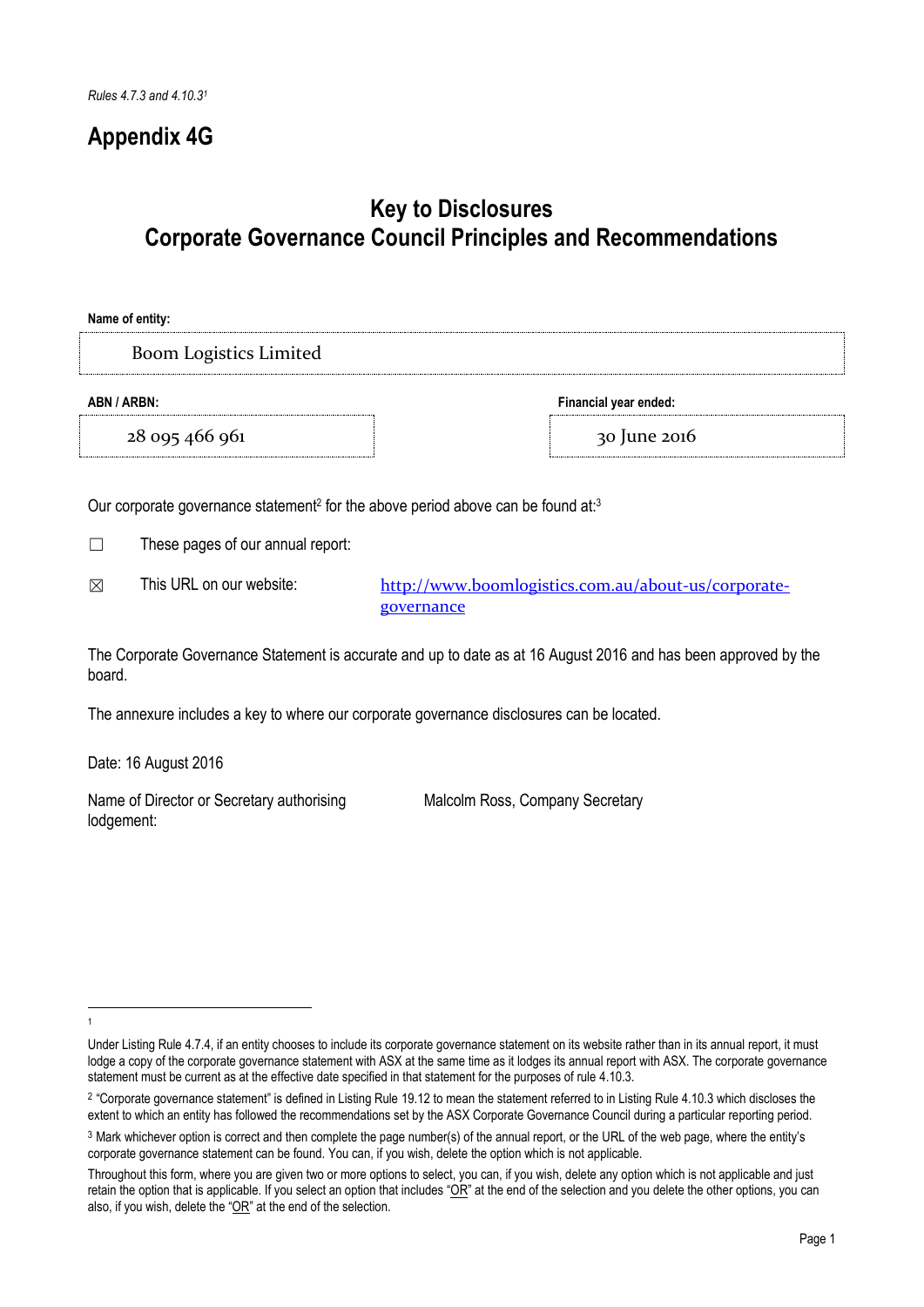*Rules 4.7.3 and 4.10.3*[1]

# Appendix 4G

## Key to Disclosures
## Corporate Governance Council Principles and Recommendations

**Name of entity:**

Boom Logistics Limited

| **ABN / ARBN:** | **Financial year ended:** |
|---|---|
| 28 095 466 961 | 30 June 2016 |

Our corporate governance statement[2] for the above period above can be found at:[3]

☐ These pages of our annual report:

☒ This URL on our website: http://www.boomlogistics.com.au/about-us/corporate-governance

The Corporate Governance Statement is accurate and up to date as at 16 August 2016 and has been approved by the board.

The annexure includes a key to where our corporate governance disclosures can be located.

Date: 16 August 2016

Name of Director or Secretary authorising lodgement: Malcolm Ross, Company Secretary

---

[1] Under Listing Rule 4.7.4, if an entity chooses to include its corporate governance statement on its website rather than in its annual report, it must lodge a copy of the corporate governance statement with ASX at the same time as it lodges its annual report with ASX. The corporate governance statement must be current as at the effective date specified in that statement for the purposes of rule 4.10.3.

[2] "Corporate governance statement" is defined in Listing Rule 19.12 to mean the statement referred to in Listing Rule 4.10.3 which discloses the extent to which an entity has followed the recommendations set by the ASX Corporate Governance Council during a particular reporting period.

[3] Mark whichever option is correct and then complete the page number(s) of the annual report, or the URL of the web page, where the entity's corporate governance statement can be found. You can, if you wish, delete the option which is not applicable.

Throughout this form, where you are given two or more options to select, you can, if you wish, delete any option which is not applicable and just retain the option that is applicable. If you select an option that includes "OR" at the end of the selection and you delete the other options, you can also, if you wish, delete the "OR" at the end of the selection.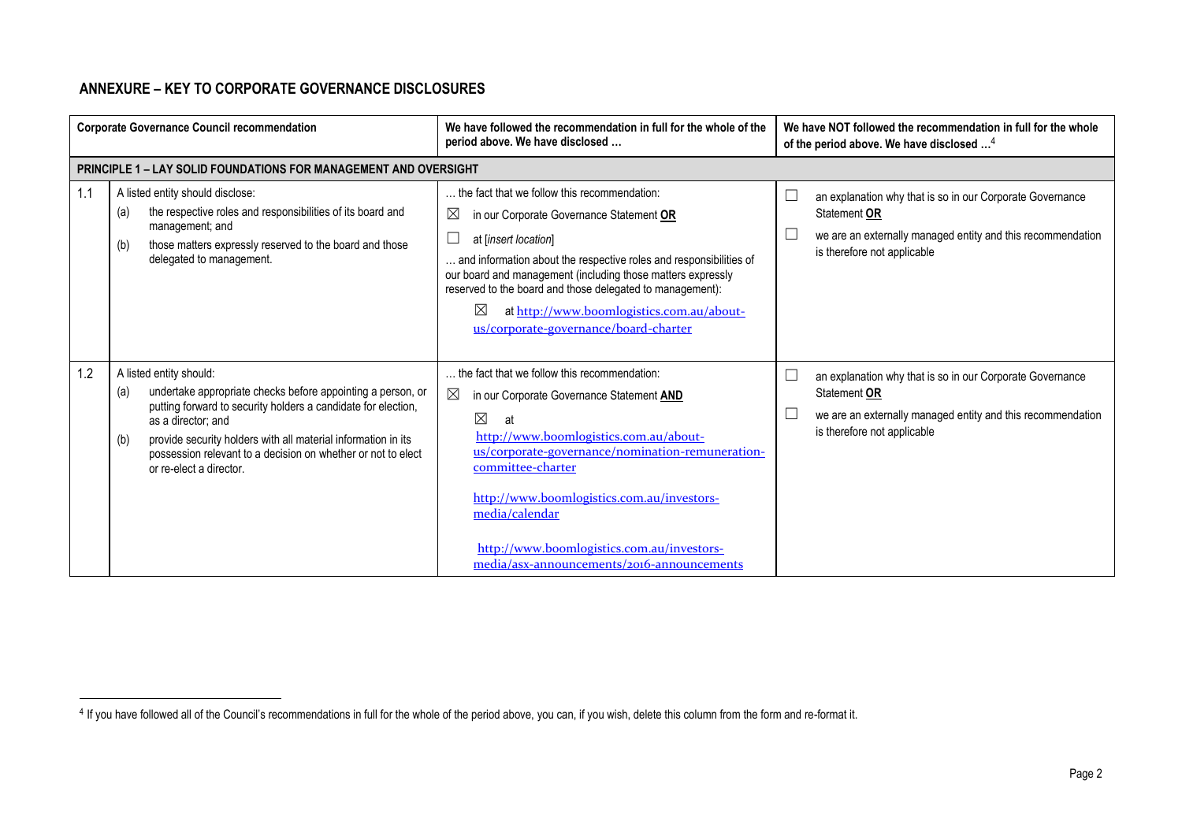## ANNEXURE – KEY TO CORPORATE GOVERNANCE DISCLOSURES

| | Corporate Governance Council recommendation | We have followed the recommendation in full for the whole of the period above. We have disclosed … | We have NOT followed the recommendation in full for the whole of the period above. We have disclosed …[4] |
|---|---|---|---|
| **PRINCIPLE 1 – LAY SOLID FOUNDATIONS FOR MANAGEMENT AND OVERSIGHT** | | | |
| 1.1 | A listed entity should disclose:<br>(a) the respective roles and responsibilities of its board and management; and<br>(b) those matters expressly reserved to the board and those delegated to management. | … the fact that we follow this recommendation:<br>☒ in our Corporate Governance Statement **OR**<br>☐ at [*insert location*]<br>… and information about the respective roles and responsibilities of our board and management (including those matters expressly reserved to the board and those delegated to management):<br>☒ at http://www.boomlogistics.com.au/about-us/corporate-governance/board-charter | ☐ an explanation why that is so in our Corporate Governance Statement **OR**<br>☐ we are an externally managed entity and this recommendation is therefore not applicable |
| 1.2 | A listed entity should:<br>(a) undertake appropriate checks before appointing a person, or putting forward to security holders a candidate for election, as a director; and<br>(b) provide security holders with all material information in its possession relevant to a decision on whether or not to elect or re-elect a director. | … the fact that we follow this recommendation:<br>☒ in our Corporate Governance Statement **AND**<br>☒ at<br>http://www.boomlogistics.com.au/about-us/corporate-governance/nomination-remuneration-committee-charter<br><br>http://www.boomlogistics.com.au/investors-media/calendar<br><br>http://www.boomlogistics.com.au/investors-media/asx-announcements/2016-announcements | ☐ an explanation why that is so in our Corporate Governance Statement **OR**<br>☐ we are an externally managed entity and this recommendation is therefore not applicable |

[4] If you have followed all of the Council's recommendations in full for the whole of the period above, you can, if you wish, delete this column from the form and re-format it.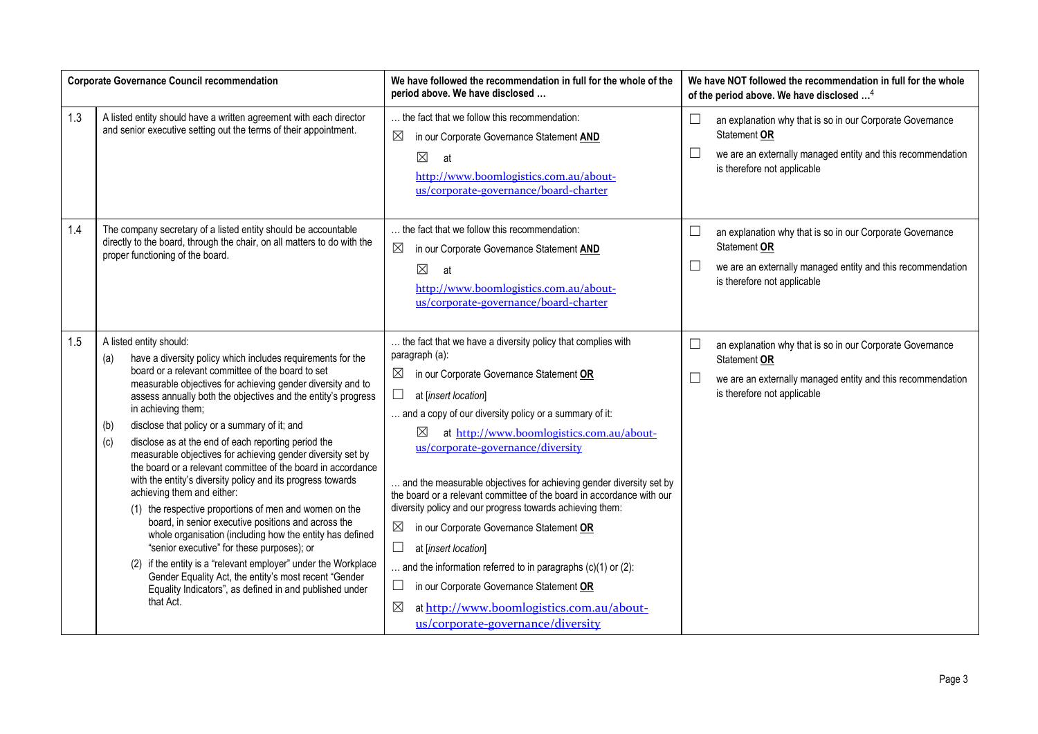| | Corporate Governance Council recommendation | We have followed the recommendation in full for the whole of the period above. We have disclosed … | We have NOT followed the recommendation in full for the whole of the period above. We have disclosed …[4] |
|---|---|---|---|
| 1.3 | A listed entity should have a written agreement with each director and senior executive setting out the terms of their appointment. | … the fact that we follow this recommendation:<br>☒ in our Corporate Governance Statement **AND**<br>☒ at http://www.boomlogistics.com.au/about-us/corporate-governance/board-charter | ☐ an explanation why that is so in our Corporate Governance Statement **OR**<br>☐ we are an externally managed entity and this recommendation is therefore not applicable |
| 1.4 | The company secretary of a listed entity should be accountable directly to the board, through the chair, on all matters to do with the proper functioning of the board. | … the fact that we follow this recommendation:<br>☒ in our Corporate Governance Statement **AND**<br>☒ at http://www.boomlogistics.com.au/about-us/corporate-governance/board-charter | ☐ an explanation why that is so in our Corporate Governance Statement **OR**<br>☐ we are an externally managed entity and this recommendation is therefore not applicable |
| 1.5 | A listed entity should:<br>(a) have a diversity policy which includes requirements for the board or a relevant committee of the board to set measurable objectives for achieving gender diversity and to assess annually both the objectives and the entity's progress in achieving them;<br>(b) disclose that policy or a summary of it; and<br>(c) disclose as at the end of each reporting period the measurable objectives for achieving gender diversity set by the board or a relevant committee of the board in accordance with the entity's diversity policy and its progress towards achieving them and either:<br>(1) the respective proportions of men and women on the board, in senior executive positions and across the whole organisation (including how the entity has defined "senior executive" for these purposes); or<br>(2) if the entity is a "relevant employer" under the Workplace Gender Equality Act, the entity's most recent "Gender Equality Indicators", as defined in and published under that Act. | … the fact that we have a diversity policy that complies with paragraph (a):<br>☒ in our Corporate Governance Statement **OR**<br>☐ at [*insert location*]<br>… and a copy of our diversity policy or a summary of it:<br>☒ at http://www.boomlogistics.com.au/about-us/corporate-governance/diversity<br>… and the measurable objectives for achieving gender diversity set by the board or a relevant committee of the board in accordance with our diversity policy and our progress towards achieving them:<br>☒ in our Corporate Governance Statement **OR**<br>☐ at [*insert location*]<br>… and the information referred to in paragraphs (c)(1) or (2):<br>☐ in our Corporate Governance Statement **OR**<br>☒ at http://www.boomlogistics.com.au/about-us/corporate-governance/diversity | ☐ an explanation why that is so in our Corporate Governance Statement **OR**<br>☐ we are an externally managed entity and this recommendation is therefore not applicable |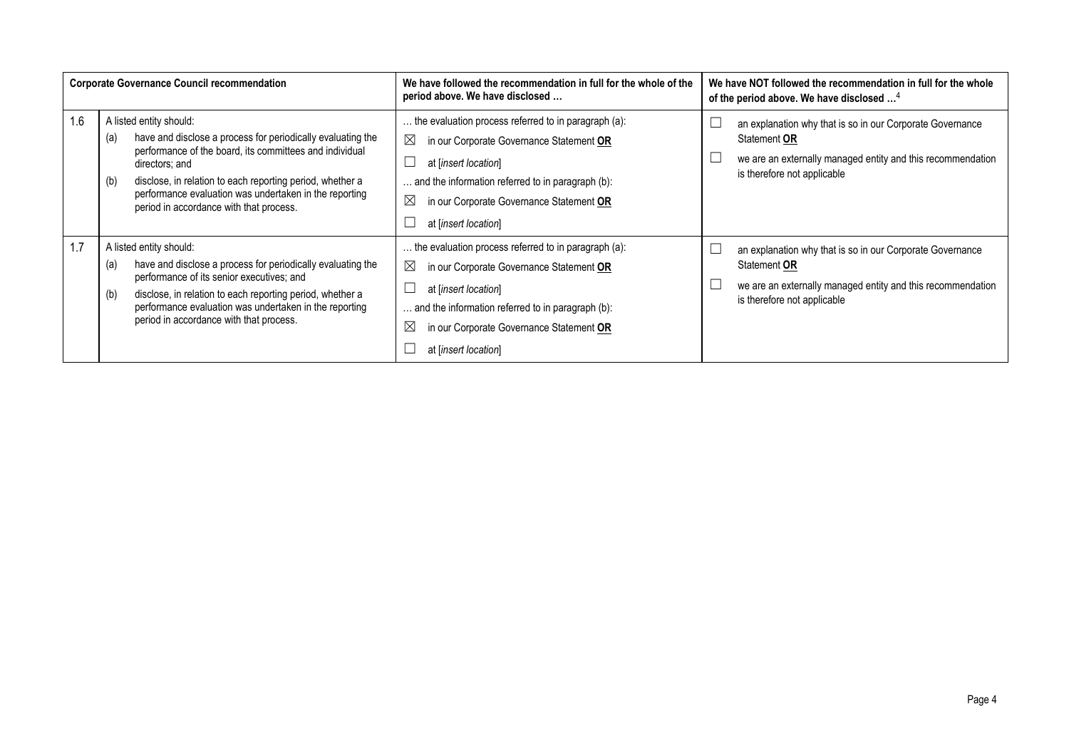| | Corporate Governance Council recommendation | We have followed the recommendation in full for the whole of the period above. We have disclosed … | We have NOT followed the recommendation in full for the whole of the period above. We have disclosed …[4] |
|---|---|---|---|
| 1.6 | A listed entity should:<br>(a) have and disclose a process for periodically evaluating the performance of the board, its committees and individual directors; and<br>(b) disclose, in relation to each reporting period, whether a performance evaluation was undertaken in the reporting period in accordance with that process. | … the evaluation process referred to in paragraph (a):<br>☒ in our Corporate Governance Statement **OR**<br>☐ at [*insert location*]<br>… and the information referred to in paragraph (b):<br>☒ in our Corporate Governance Statement **OR**<br>☐ at [*insert location*] | ☐ an explanation why that is so in our Corporate Governance Statement **OR**<br>☐ we are an externally managed entity and this recommendation is therefore not applicable |
| 1.7 | A listed entity should:<br>(a) have and disclose a process for periodically evaluating the performance of its senior executives; and<br>(b) disclose, in relation to each reporting period, whether a performance evaluation was undertaken in the reporting period in accordance with that process. | … the evaluation process referred to in paragraph (a):<br>☒ in our Corporate Governance Statement **OR**<br>☐ at [*insert location*]<br>… and the information referred to in paragraph (b):<br>☒ in our Corporate Governance Statement **OR**<br>☐ at [*insert location*] | ☐ an explanation why that is so in our Corporate Governance Statement **OR**<br>☐ we are an externally managed entity and this recommendation is therefore not applicable |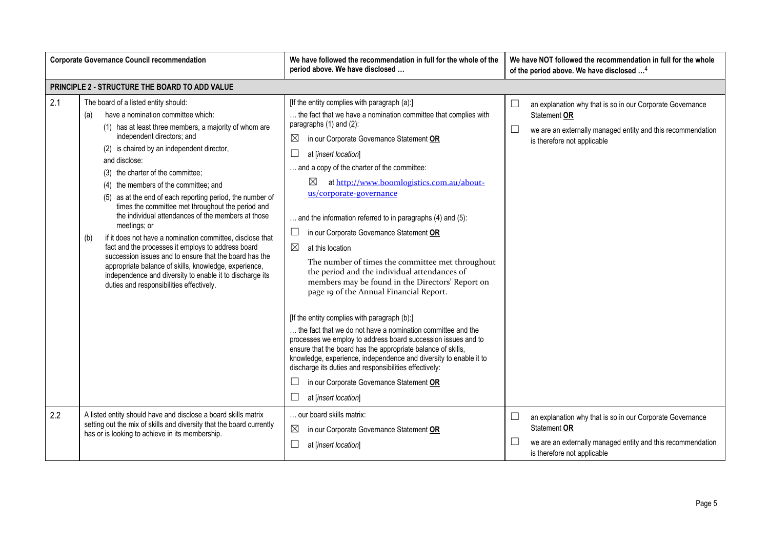| | Corporate Governance Council recommendation | We have followed the recommendation in full for the whole of the period above. We have disclosed … | We have NOT followed the recommendation in full for the whole of the period above. We have disclosed …[4] |
|---|---|---|---|
| **PRINCIPLE 2 - STRUCTURE THE BOARD TO ADD VALUE** | | | |
| 2.1 | The board of a listed entity should:<br>(a) have a nomination committee which:<br>(1) has at least three members, a majority of whom are independent directors; and<br>(2) is chaired by an independent director,<br>and disclose:<br>(3) the charter of the committee;<br>(4) the members of the committee; and<br>(5) as at the end of each reporting period, the number of times the committee met throughout the period and the individual attendances of the members at those meetings; or<br>(b) if it does not have a nomination committee, disclose that fact and the processes it employs to address board succession issues and to ensure that the board has the appropriate balance of skills, knowledge, experience, independence and diversity to enable it to discharge its duties and responsibilities effectively. | [If the entity complies with paragraph (a):]<br>… the fact that we have a nomination committee that complies with paragraphs (1) and (2):<br>☒ in our Corporate Governance Statement **OR**<br>☐ at [*insert location*]<br>… and a copy of the charter of the committee:<br>☒ at http://www.boomlogistics.com.au/about-us/corporate-governance<br>… and the information referred to in paragraphs (4) and (5):<br>☐ in our Corporate Governance Statement **OR**<br>☒ at this location<br>The number of times the committee met throughout the period and the individual attendances of members may be found in the Directors' Report on page 19 of the Annual Financial Report.<br>[If the entity complies with paragraph (b):]<br>… the fact that we do not have a nomination committee and the processes we employ to address board succession issues and to ensure that the board has the appropriate balance of skills, knowledge, experience, independence and diversity to enable it to discharge its duties and responsibilities effectively:<br>☐ in our Corporate Governance Statement **OR**<br>☐ at [*insert location*] | ☐ an explanation why that is so in our Corporate Governance Statement **OR**<br>☐ we are an externally managed entity and this recommendation is therefore not applicable |
| 2.2 | A listed entity should have and disclose a board skills matrix setting out the mix of skills and diversity that the board currently has or is looking to achieve in its membership. | … our board skills matrix:<br>☒ in our Corporate Governance Statement **OR**<br>☐ at [*insert location*] | ☐ an explanation why that is so in our Corporate Governance Statement **OR**<br>☐ we are an externally managed entity and this recommendation is therefore not applicable |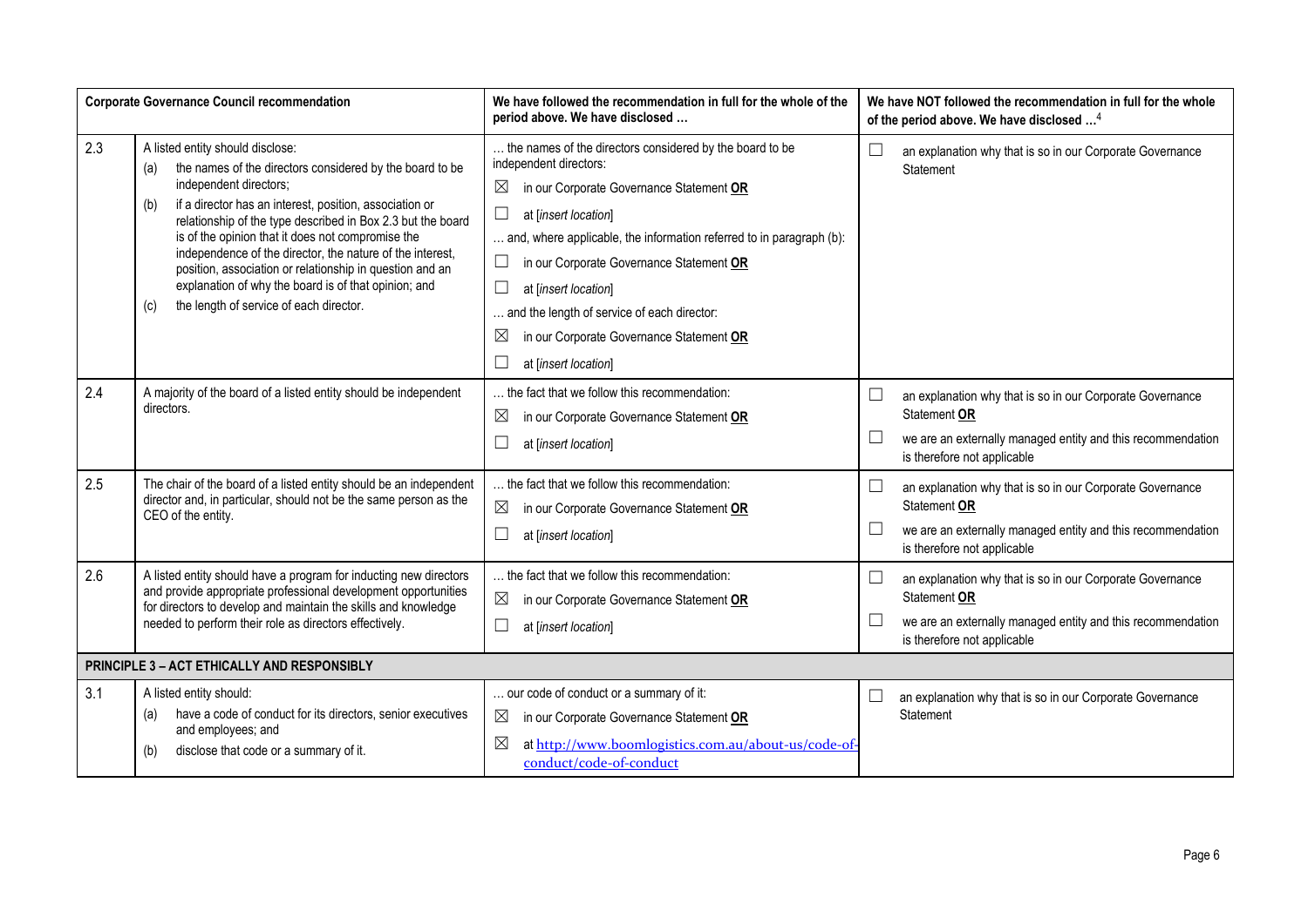| Corporate Governance Council recommendation | | We have followed the recommendation in full for the whole of the period above. We have disclosed … | We have NOT followed the recommendation in full for the whole of the period above. We have disclosed …[4] |
|---|---|---|---|
| 2.3 | A listed entity should disclose:<br>(a) the names of the directors considered by the board to be independent directors;<br>(b) if a director has an interest, position, association or relationship of the type described in Box 2.3 but the board is of the opinion that it does not compromise the independence of the director, the nature of the interest, position, association or relationship in question and an explanation of why the board is of that opinion; and<br>(c) the length of service of each director. | … the names of the directors considered by the board to be independent directors:<br>☒ in our Corporate Governance Statement **OR**<br>☐ at [*insert location*]<br>… and, where applicable, the information referred to in paragraph (b):<br>☐ in our Corporate Governance Statement **OR**<br>☐ at [*insert location*]<br>… and the length of service of each director:<br>☒ in our Corporate Governance Statement **OR**<br>☐ at [*insert location*] | ☐ an explanation why that is so in our Corporate Governance Statement |
| 2.4 | A majority of the board of a listed entity should be independent directors. | … the fact that we follow this recommendation:<br>☒ in our Corporate Governance Statement **OR**<br>☐ at [*insert location*] | ☐ an explanation why that is so in our Corporate Governance Statement **OR**<br>☐ we are an externally managed entity and this recommendation is therefore not applicable |
| 2.5 | The chair of the board of a listed entity should be an independent director and, in particular, should not be the same person as the CEO of the entity. | … the fact that we follow this recommendation:<br>☒ in our Corporate Governance Statement **OR**<br>☐ at [*insert location*] | ☐ an explanation why that is so in our Corporate Governance Statement **OR**<br>☐ we are an externally managed entity and this recommendation is therefore not applicable |
| 2.6 | A listed entity should have a program for inducting new directors and provide appropriate professional development opportunities for directors to develop and maintain the skills and knowledge needed to perform their role as directors effectively. | … the fact that we follow this recommendation:<br>☒ in our Corporate Governance Statement **OR**<br>☐ at [*insert location*] | ☐ an explanation why that is so in our Corporate Governance Statement **OR**<br>☐ we are an externally managed entity and this recommendation is therefore not applicable |
| **PRINCIPLE 3 – ACT ETHICALLY AND RESPONSIBLY** | | | |
| 3.1 | A listed entity should:<br>(a) have a code of conduct for its directors, senior executives and employees; and<br>(b) disclose that code or a summary of it. | … our code of conduct or a summary of it:<br>☒ in our Corporate Governance Statement **OR**<br>☒ at http://www.boomlogistics.com.au/about-us/code-of-conduct/code-of-conduct | ☐ an explanation why that is so in our Corporate Governance Statement |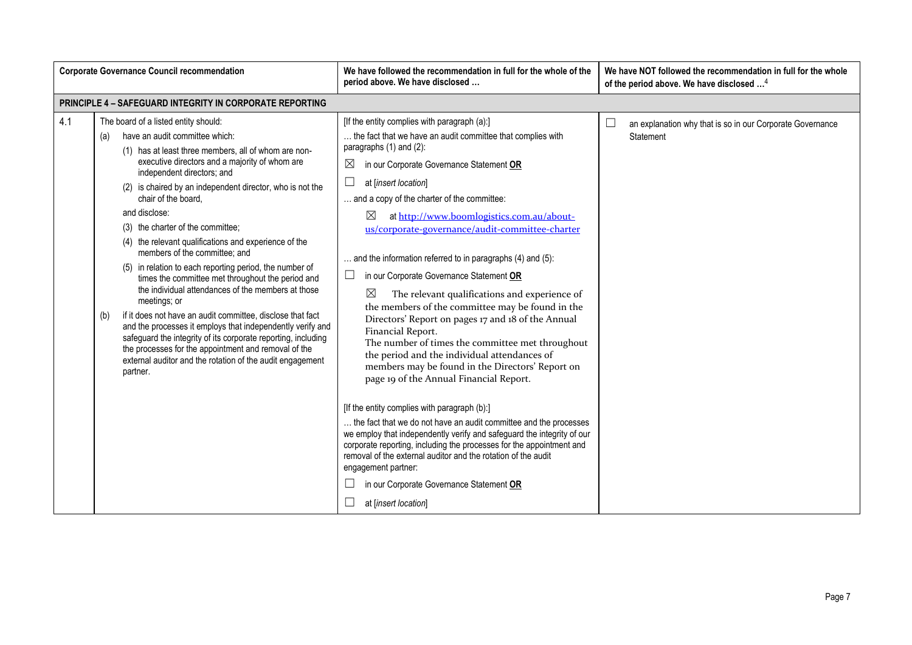| Corporate Governance Council recommendation | | We have followed the recommendation in full for the whole of the period above. We have disclosed … | We have NOT followed the recommendation in full for the whole of the period above. We have disclosed …[4] |
|---|---|---|---|
| **PRINCIPLE 4 – SAFEGUARD INTEGRITY IN CORPORATE REPORTING** | | | |
| 4.1 | The board of a listed entity should:<br>(a) have an audit committee which:<br>(1) has at least three members, all of whom are non-executive directors and a majority of whom are independent directors; and<br>(2) is chaired by an independent director, who is not the chair of the board,<br>and disclose:<br>(3) the charter of the committee;<br>(4) the relevant qualifications and experience of the members of the committee; and<br>(5) in relation to each reporting period, the number of times the committee met throughout the period and the individual attendances of the members at those meetings; or<br>(b) if it does not have an audit committee, disclose that fact and the processes it employs that independently verify and safeguard the integrity of its corporate reporting, including the processes for the appointment and removal of the external auditor and the rotation of the audit engagement partner. | [If the entity complies with paragraph (a):]<br>… the fact that we have an audit committee that complies with paragraphs (1) and (2):<br>☒ in our Corporate Governance Statement **OR**<br>☐ at [*insert location*]<br>… and a copy of the charter of the committee:<br>☒ at http://www.boomlogistics.com.au/about-us/corporate-governance/audit-committee-charter<br>… and the information referred to in paragraphs (4) and (5):<br>☐ in our Corporate Governance Statement **OR**<br>☒ The relevant qualifications and experience of the members of the committee may be found in the Directors' Report on pages 17 and 18 of the Annual Financial Report.<br>The number of times the committee met throughout the period and the individual attendances of members may be found in the Directors' Report on page 19 of the Annual Financial Report.<br>[If the entity complies with paragraph (b):]<br>… the fact that we do not have an audit committee and the processes we employ that independently verify and safeguard the integrity of our corporate reporting, including the processes for the appointment and removal of the external auditor and the rotation of the audit engagement partner:<br>☐ in our Corporate Governance Statement **OR**<br>☐ at [*insert location*] | ☐ an explanation why that is so in our Corporate Governance Statement |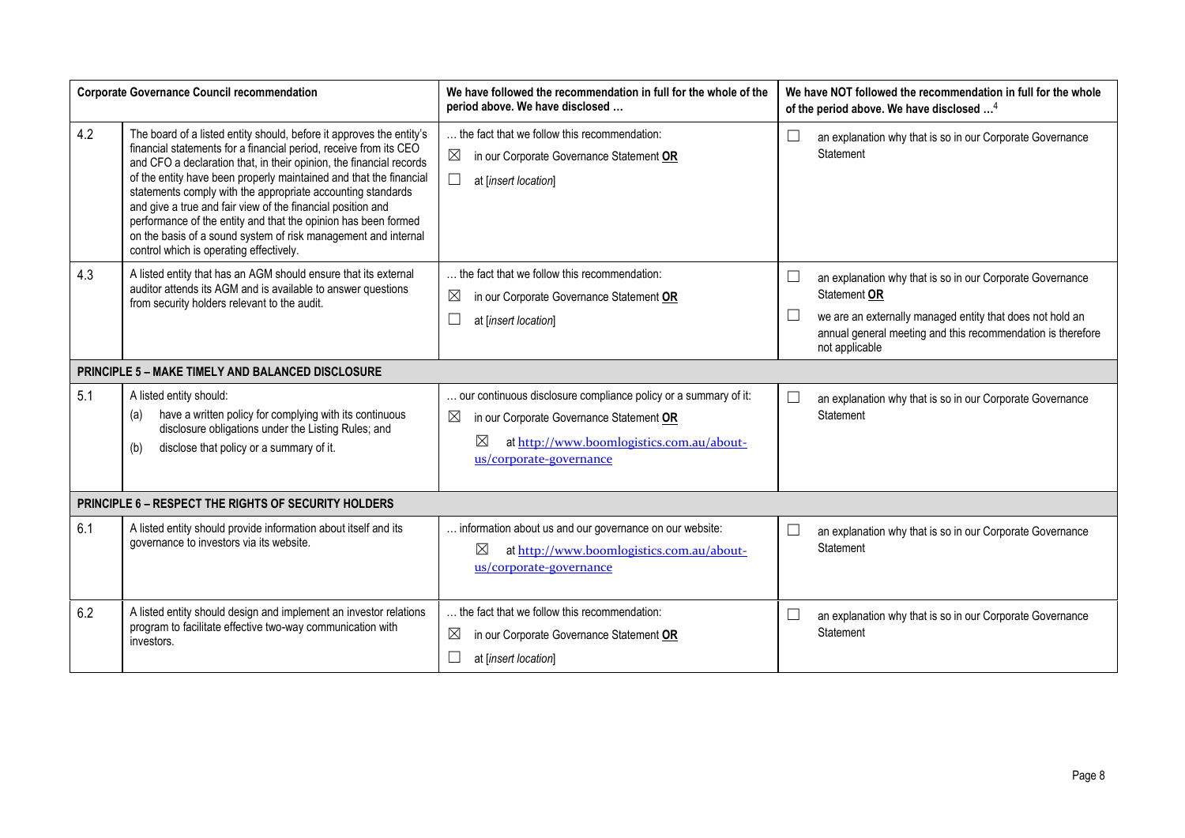| Corporate Governance Council recommendation | | We have followed the recommendation in full for the whole of the period above. We have disclosed … | We have NOT followed the recommendation in full for the whole of the period above. We have disclosed …[4] |
|---|---|---|---|
| 4.2 | The board of a listed entity should, before it approves the entity's financial statements for a financial period, receive from its CEO and CFO a declaration that, in their opinion, the financial records of the entity have been properly maintained and that the financial statements comply with the appropriate accounting standards and give a true and fair view of the financial position and performance of the entity and that the opinion has been formed on the basis of a sound system of risk management and internal control which is operating effectively. | … the fact that we follow this recommendation:<br>☒ in our Corporate Governance Statement **OR**<br>☐ at [*insert location*] | ☐ an explanation why that is so in our Corporate Governance Statement |
| 4.3 | A listed entity that has an AGM should ensure that its external auditor attends its AGM and is available to answer questions from security holders relevant to the audit. | … the fact that we follow this recommendation:<br>☒ in our Corporate Governance Statement **OR**<br>☐ at [*insert location*] | ☐ an explanation why that is so in our Corporate Governance Statement **OR**<br>☐ we are an externally managed entity that does not hold an annual general meeting and this recommendation is therefore not applicable |
| **PRINCIPLE 5 – MAKE TIMELY AND BALANCED DISCLOSURE** | | | |
| 5.1 | A listed entity should:<br>(a) have a written policy for complying with its continuous disclosure obligations under the Listing Rules; and<br>(b) disclose that policy or a summary of it. | … our continuous disclosure compliance policy or a summary of it:<br>☒ in our Corporate Governance Statement **OR**<br>☒ at http://www.boomlogistics.com.au/about-us/corporate-governance | ☐ an explanation why that is so in our Corporate Governance Statement |
| **PRINCIPLE 6 – RESPECT THE RIGHTS OF SECURITY HOLDERS** | | | |
| 6.1 | A listed entity should provide information about itself and its governance to investors via its website. | … information about us and our governance on our website:<br>☒ at http://www.boomlogistics.com.au/about-us/corporate-governance | ☐ an explanation why that is so in our Corporate Governance Statement |
| 6.2 | A listed entity should design and implement an investor relations program to facilitate effective two-way communication with investors. | … the fact that we follow this recommendation:<br>☒ in our Corporate Governance Statement **OR**<br>☐ at [*insert location*] | ☐ an explanation why that is so in our Corporate Governance Statement |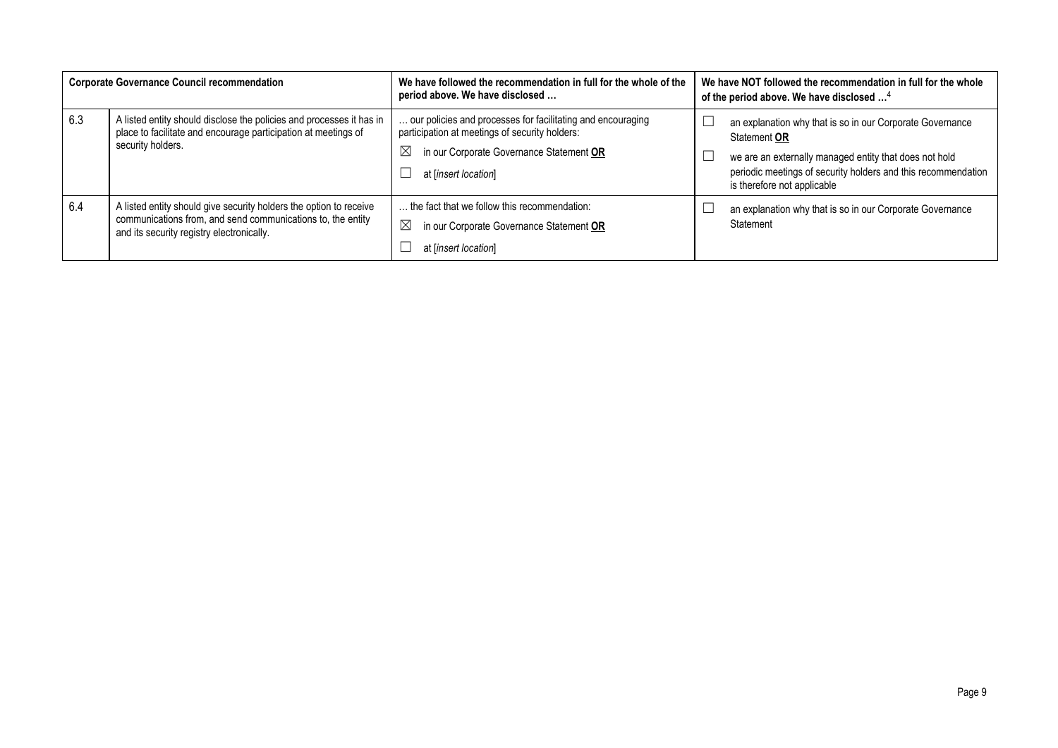| Corporate Governance Council recommendation | | We have followed the recommendation in full for the whole of the period above. We have disclosed … | We have NOT followed the recommendation in full for the whole of the period above. We have disclosed …[4] |
|---|---|---|---|
| 6.3 | A listed entity should disclose the policies and processes it has in place to facilitate and encourage participation at meetings of security holders. | … our policies and processes for facilitating and encouraging participation at meetings of security holders:<br>☒ in our Corporate Governance Statement **OR**<br>☐ at [*insert location*] | ☐ an explanation why that is so in our Corporate Governance Statement **OR**<br>☐ we are an externally managed entity that does not hold periodic meetings of security holders and this recommendation is therefore not applicable |
| 6.4 | A listed entity should give security holders the option to receive communications from, and send communications to, the entity and its security registry electronically. | … the fact that we follow this recommendation:<br>☒ in our Corporate Governance Statement **OR**<br>☐ at [*insert location*] | ☐ an explanation why that is so in our Corporate Governance Statement |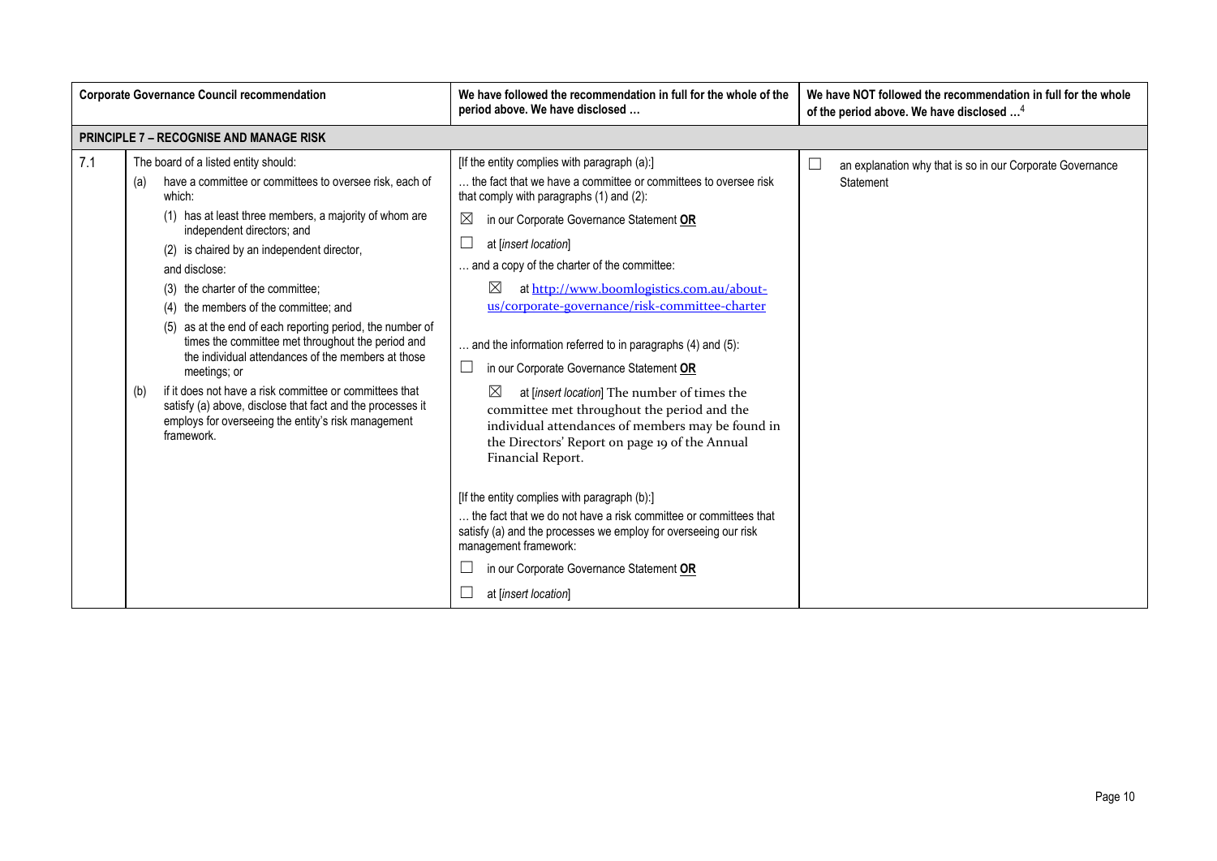| | Corporate Governance Council recommendation | We have followed the recommendation in full for the whole of the period above. We have disclosed … | We have NOT followed the recommendation in full for the whole of the period above. We have disclosed …[4] |
|---|---|---|---|
| **PRINCIPLE 7 – RECOGNISE AND MANAGE RISK** | | | |
| 7.1 | The board of a listed entity should:<br>(a) have a committee or committees to oversee risk, each of which:<br>(1) has at least three members, a majority of whom are independent directors; and<br>(2) is chaired by an independent director,<br>and disclose:<br>(3) the charter of the committee;<br>(4) the members of the committee; and<br>(5) as at the end of each reporting period, the number of times the committee met throughout the period and the individual attendances of the members at those meetings; or<br>(b) if it does not have a risk committee or committees that satisfy (a) above, disclose that fact and the processes it employs for overseeing the entity's risk management framework. | [If the entity complies with paragraph (a):]<br>… the fact that we have a committee or committees to oversee risk that comply with paragraphs (1) and (2):<br>☒ in our Corporate Governance Statement **OR**<br>☐ at [*insert location*]<br>… and a copy of the charter of the committee:<br>☒ at http://www.boomlogistics.com.au/about-us/corporate-governance/risk-committee-charter<br>… and the information referred to in paragraphs (4) and (5):<br>☐ in our Corporate Governance Statement **OR**<br>☒ at [*insert location*] The number of times the committee met throughout the period and the individual attendances of members may be found in the Directors' Report on page 19 of the Annual Financial Report.<br>[If the entity complies with paragraph (b):]<br>… the fact that we do not have a risk committee or committees that satisfy (a) and the processes we employ for overseeing our risk management framework:<br>☐ in our Corporate Governance Statement **OR**<br>☐ at [*insert location*] | ☐ an explanation why that is so in our Corporate Governance Statement |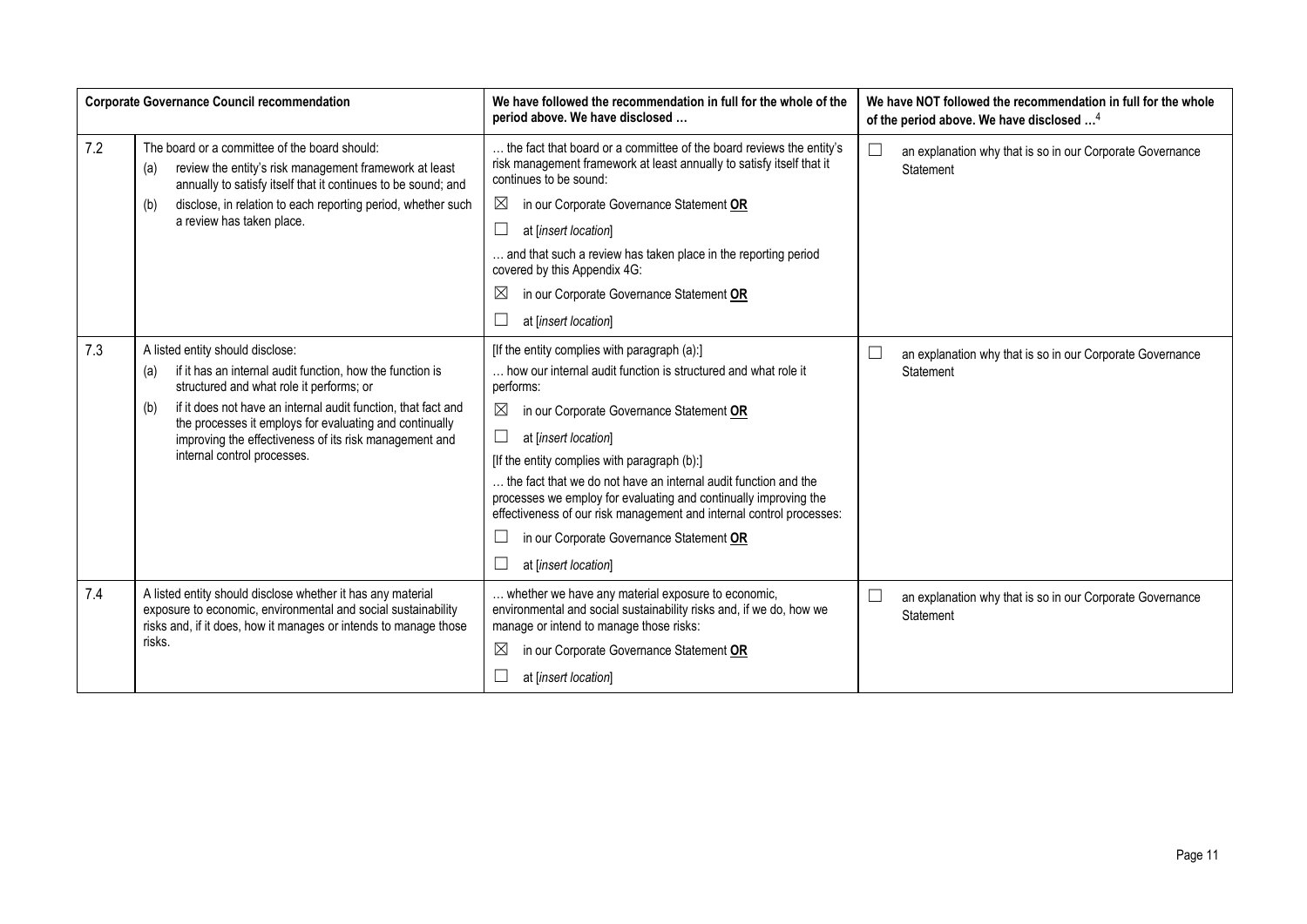| | Corporate Governance Council recommendation | We have followed the recommendation in full for the whole of the period above. We have disclosed … | We have NOT followed the recommendation in full for the whole of the period above. We have disclosed …[4] |
|---|---|---|---|
| 7.2 | The board or a committee of the board should:<br>(a) review the entity's risk management framework at least annually to satisfy itself that it continues to be sound; and<br>(b) disclose, in relation to each reporting period, whether such a review has taken place. | … the fact that board or a committee of the board reviews the entity's risk management framework at least annually to satisfy itself that it continues to be sound:<br>☒ in our Corporate Governance Statement **OR**<br>☐ at [*insert location*]<br>… and that such a review has taken place in the reporting period covered by this Appendix 4G:<br>☒ in our Corporate Governance Statement **OR**<br>☐ at [*insert location*] | ☐ an explanation why that is so in our Corporate Governance Statement |
| 7.3 | A listed entity should disclose:<br>(a) if it has an internal audit function, how the function is structured and what role it performs; or<br>(b) if it does not have an internal audit function, that fact and the processes it employs for evaluating and continually improving the effectiveness of its risk management and internal control processes. | [If the entity complies with paragraph (a):]<br>… how our internal audit function is structured and what role it performs:<br>☒ in our Corporate Governance Statement **OR**<br>☐ at [*insert location*]<br>[If the entity complies with paragraph (b):]<br>… the fact that we do not have an internal audit function and the processes we employ for evaluating and continually improving the effectiveness of our risk management and internal control processes:<br>☐ in our Corporate Governance Statement **OR**<br>☐ at [*insert location*] | ☐ an explanation why that is so in our Corporate Governance Statement |
| 7.4 | A listed entity should disclose whether it has any material exposure to economic, environmental and social sustainability risks and, if it does, how it manages or intends to manage those risks. | … whether we have any material exposure to economic, environmental and social sustainability risks and, if we do, how we manage or intend to manage those risks:<br>☒ in our Corporate Governance Statement **OR**<br>☐ at [*insert location*] | ☐ an explanation why that is so in our Corporate Governance Statement |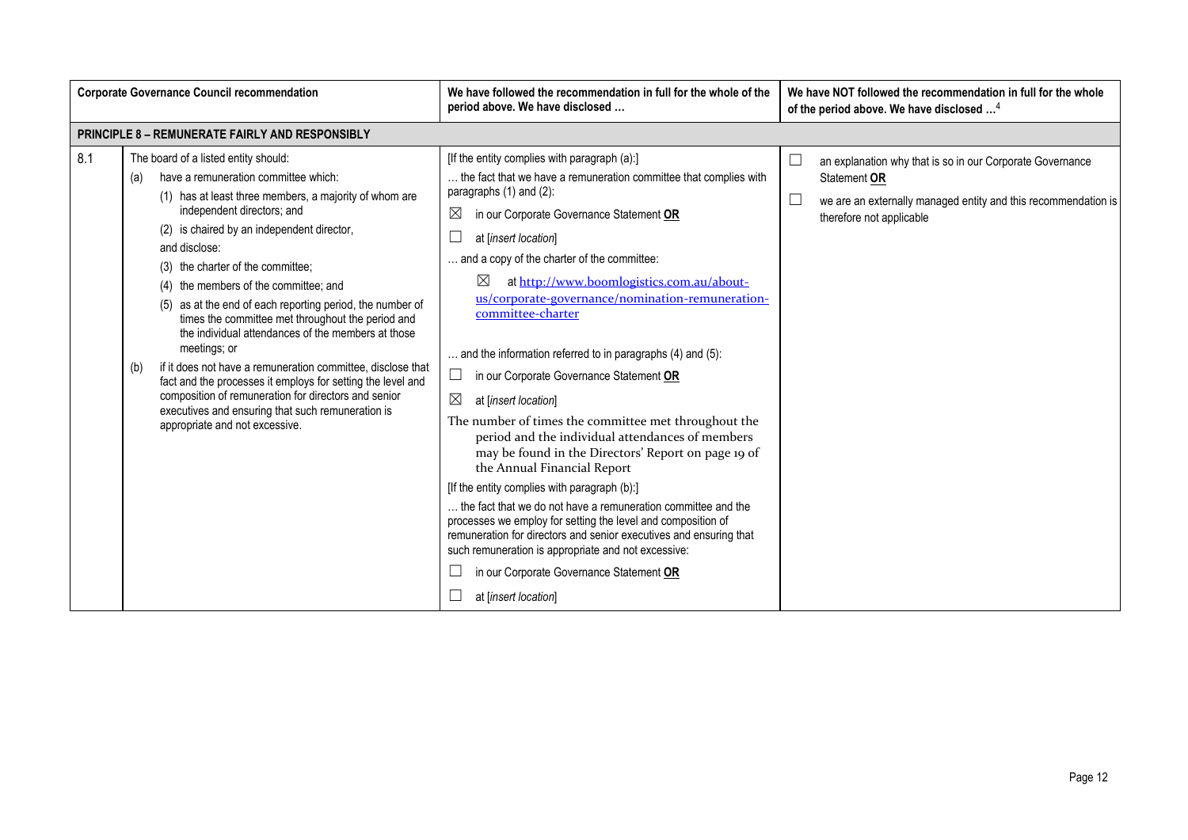| Corporate Governance Council recommendation | | We have followed the recommendation in full for the whole of the period above. We have disclosed … | We have NOT followed the recommendation in full for the whole of the period above. We have disclosed …[4] |
|---|---|---|---|
| **PRINCIPLE 8 – REMUNERATE FAIRLY AND RESPONSIBLY** | | | |
| 8.1 | The board of a listed entity should:<br>(a) have a remuneration committee which:<br>(1) has at least three members, a majority of whom are independent directors; and<br>(2) is chaired by an independent director,<br>and disclose:<br>(3) the charter of the committee;<br>(4) the members of the committee; and<br>(5) as at the end of each reporting period, the number of times the committee met throughout the period and the individual attendances of the members at those meetings; or<br>(b) if it does not have a remuneration committee, disclose that fact and the processes it employs for setting the level and composition of remuneration for directors and senior executives and ensuring that such remuneration is appropriate and not excessive. | [If the entity complies with paragraph (a):]<br>… the fact that we have a remuneration committee that complies with paragraphs (1) and (2):<br>☒ in our Corporate Governance Statement **OR**<br>☐ at [*insert location*]<br>… and a copy of the charter of the committee:<br>☒ at http://www.boomlogistics.com.au/about-us/corporate-governance/nomination-remuneration-committee-charter<br>… and the information referred to in paragraphs (4) and (5):<br>☐ in our Corporate Governance Statement **OR**<br>☒ at [*insert location*]<br>The number of times the committee met throughout the period and the individual attendances of members may be found in the Directors' Report on page 19 of the Annual Financial Report<br>[If the entity complies with paragraph (b):]<br>… the fact that we do not have a remuneration committee and the processes we employ for setting the level and composition of remuneration for directors and senior executives and ensuring that such remuneration is appropriate and not excessive:<br>☐ in our Corporate Governance Statement **OR**<br>☐ at [*insert location*] | ☐ an explanation why that is so in our Corporate Governance Statement **OR**<br>☐ we are an externally managed entity and this recommendation is therefore not applicable |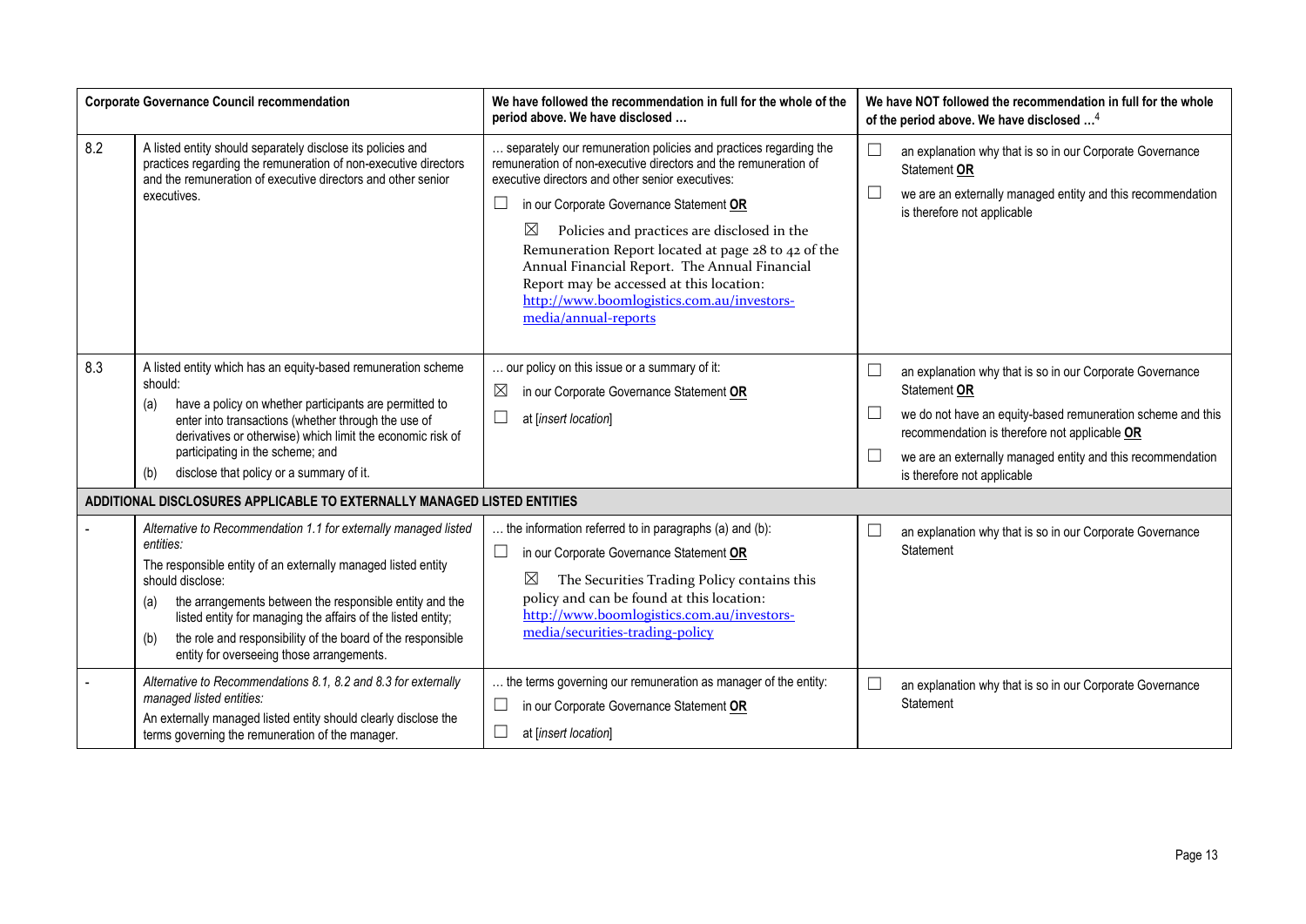| | Corporate Governance Council recommendation | We have followed the recommendation in full for the whole of the period above. We have disclosed … | We have NOT followed the recommendation in full for the whole of the period above. We have disclosed …[4] |
|---|---|---|---|
| 8.2 | A listed entity should separately disclose its policies and practices regarding the remuneration of non-executive directors and the remuneration of executive directors and other senior executives. | … separately our remuneration policies and practices regarding the remuneration of non-executive directors and the remuneration of executive directors and other senior executives:<br>☐ in our Corporate Governance Statement **OR**<br>☒ Policies and practices are disclosed in the Remuneration Report located at page 28 to 42 of the Annual Financial Report. The Annual Financial Report may be accessed at this location: http://www.boomlogistics.com.au/investors-media/annual-reports | ☐ an explanation why that is so in our Corporate Governance Statement **OR**<br>☐ we are an externally managed entity and this recommendation is therefore not applicable |
| 8.3 | A listed entity which has an equity-based remuneration scheme should:<br>(a) have a policy on whether participants are permitted to enter into transactions (whether through the use of derivatives or otherwise) which limit the economic risk of participating in the scheme; and<br>(b) disclose that policy or a summary of it. | … our policy on this issue or a summary of it:<br>☒ in our Corporate Governance Statement **OR**<br>☐ at [*insert location*] | ☐ an explanation why that is so in our Corporate Governance Statement **OR**<br>☐ we do not have an equity-based remuneration scheme and this recommendation is therefore not applicable **OR**<br>☐ we are an externally managed entity and this recommendation is therefore not applicable |
| **ADDITIONAL DISCLOSURES APPLICABLE TO EXTERNALLY MANAGED LISTED ENTITIES** | | | |
| - | *Alternative to Recommendation 1.1 for externally managed listed entities:*<br>The responsible entity of an externally managed listed entity should disclose:<br>(a) the arrangements between the responsible entity and the listed entity for managing the affairs of the listed entity;<br>(b) the role and responsibility of the board of the responsible entity for overseeing those arrangements. | … the information referred to in paragraphs (a) and (b):<br>☐ in our Corporate Governance Statement **OR**<br>☒ The Securities Trading Policy contains this policy and can be found at this location: http://www.boomlogistics.com.au/investors-media/securities-trading-policy | ☐ an explanation why that is so in our Corporate Governance Statement |
| - | *Alternative to Recommendations 8.1, 8.2 and 8.3 for externally managed listed entities:*<br>An externally managed listed entity should clearly disclose the terms governing the remuneration of the manager. | … the terms governing our remuneration as manager of the entity:<br>☐ in our Corporate Governance Statement **OR**<br>☐ at [*insert location*] | ☐ an explanation why that is so in our Corporate Governance Statement |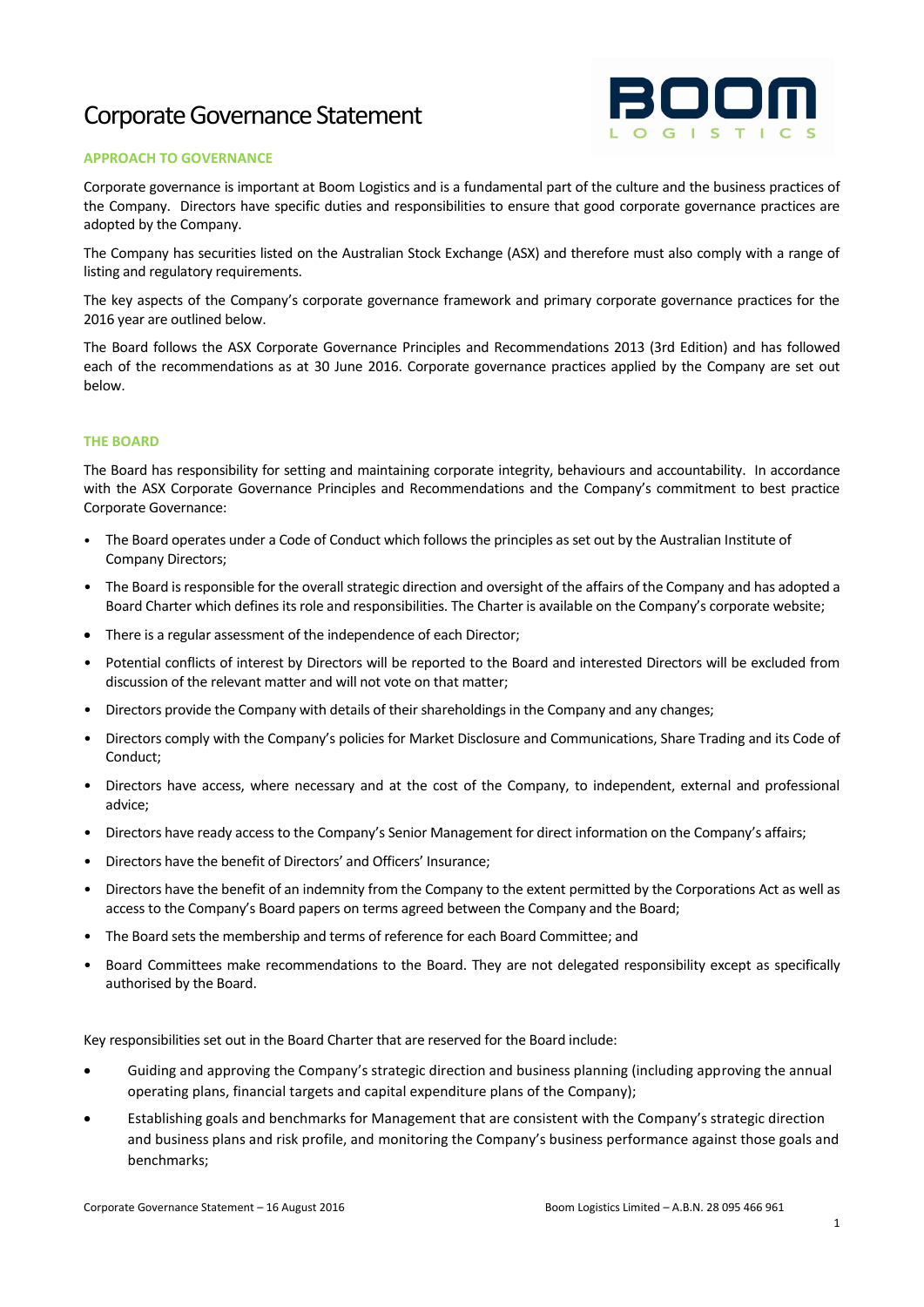# Corporate Governance Statement

## APPROACH TO GOVERNANCE

Corporate governance is important at Boom Logistics and is a fundamental part of the culture and the business practices of the Company. Directors have specific duties and responsibilities to ensure that good corporate governance practices are adopted by the Company.

The Company has securities listed on the Australian Stock Exchange (ASX) and therefore must also comply with a range of listing and regulatory requirements.

The key aspects of the Company's corporate governance framework and primary corporate governance practices for the 2016 year are outlined below.

The Board follows the ASX Corporate Governance Principles and Recommendations 2013 (3rd Edition) and has followed each of the recommendations as at 30 June 2016. Corporate governance practices applied by the Company are set out below.

## THE BOARD

The Board has responsibility for setting and maintaining corporate integrity, behaviours and accountability. In accordance with the ASX Corporate Governance Principles and Recommendations and the Company's commitment to best practice Corporate Governance:

- The Board operates under a Code of Conduct which follows the principles as set out by the Australian Institute of Company Directors;
- The Board is responsible for the overall strategic direction and oversight of the affairs of the Company and has adopted a Board Charter which defines its role and responsibilities. The Charter is available on the Company's corporate website;
- There is a regular assessment of the independence of each Director;
- Potential conflicts of interest by Directors will be reported to the Board and interested Directors will be excluded from discussion of the relevant matter and will not vote on that matter;
- Directors provide the Company with details of their shareholdings in the Company and any changes;
- Directors comply with the Company's policies for Market Disclosure and Communications, Share Trading and its Code of Conduct;
- Directors have access, where necessary and at the cost of the Company, to independent, external and professional advice;
- Directors have ready access to the Company's Senior Management for direct information on the Company's affairs;
- Directors have the benefit of Directors' and Officers' Insurance;
- Directors have the benefit of an indemnity from the Company to the extent permitted by the Corporations Act as well as access to the Company's Board papers on terms agreed between the Company and the Board;
- The Board sets the membership and terms of reference for each Board Committee; and
- Board Committees make recommendations to the Board. They are not delegated responsibility except as specifically authorised by the Board.

Key responsibilities set out in the Board Charter that are reserved for the Board include:

- Guiding and approving the Company's strategic direction and business planning (including approving the annual operating plans, financial targets and capital expenditure plans of the Company);
- Establishing goals and benchmarks for Management that are consistent with the Company's strategic direction and business plans and risk profile, and monitoring the Company's business performance against those goals and benchmarks;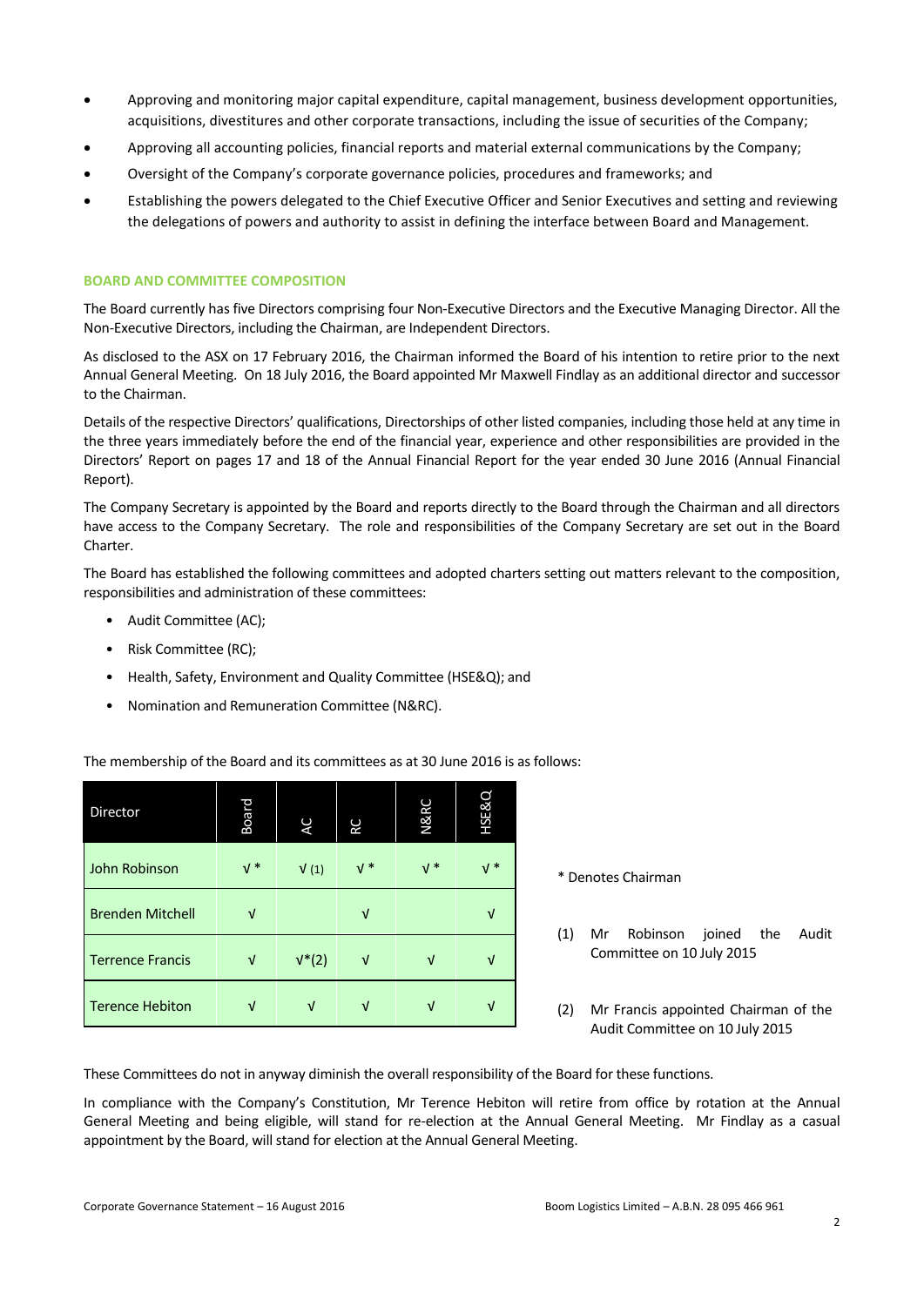- Approving and monitoring major capital expenditure, capital management, business development opportunities, acquisitions, divestitures and other corporate transactions, including the issue of securities of the Company;
- Approving all accounting policies, financial reports and material external communications by the Company;
- Oversight of the Company's corporate governance policies, procedures and frameworks; and
- Establishing the powers delegated to the Chief Executive Officer and Senior Executives and setting and reviewing the delegations of powers and authority to assist in defining the interface between Board and Management.

### BOARD AND COMMITTEE COMPOSITION

The Board currently has five Directors comprising four Non-Executive Directors and the Executive Managing Director. All the Non-Executive Directors, including the Chairman, are Independent Directors.

As disclosed to the ASX on 17 February 2016, the Chairman informed the Board of his intention to retire prior to the next Annual General Meeting. On 18 July 2016, the Board appointed Mr Maxwell Findlay as an additional director and successor to the Chairman.

Details of the respective Directors' qualifications, Directorships of other listed companies, including those held at any time in the three years immediately before the end of the financial year, experience and other responsibilities are provided in the Directors' Report on pages 17 and 18 of the Annual Financial Report for the year ended 30 June 2016 (Annual Financial Report).

The Company Secretary is appointed by the Board and reports directly to the Board through the Chairman and all directors have access to the Company Secretary. The role and responsibilities of the Company Secretary are set out in the Board Charter.

The Board has established the following committees and adopted charters setting out matters relevant to the composition, responsibilities and administration of these committees:

- Audit Committee (AC);
- Risk Committee (RC);
- Health, Safety, Environment and Quality Committee (HSE&Q); and
- Nomination and Remuneration Committee (N&RC).

The membership of the Board and its committees as at 30 June 2016 is as follows:

| Director | Board | AC | RC | N&RC | HSE&Q |
|---|---|---|---|---|---|
| John Robinson | √ * | √ (1) | √ * | √ * | √ * |
| Brenden Mitchell | √ | | √ | | √ |
| Terrence Francis | √ | √*(2) | √ | √ | √ |
| Terence Hebiton | √ | √ | √ | √ | √ |

* Denotes Chairman

(1) Mr Robinson joined the Audit Committee on 10 July 2015

(2) Mr Francis appointed Chairman of the Audit Committee on 10 July 2015

These Committees do not in anyway diminish the overall responsibility of the Board for these functions.

In compliance with the Company's Constitution, Mr Terence Hebiton will retire from office by rotation at the Annual General Meeting and being eligible, will stand for re-election at the Annual General Meeting. Mr Findlay as a casual appointment by the Board, will stand for election at the Annual General Meeting.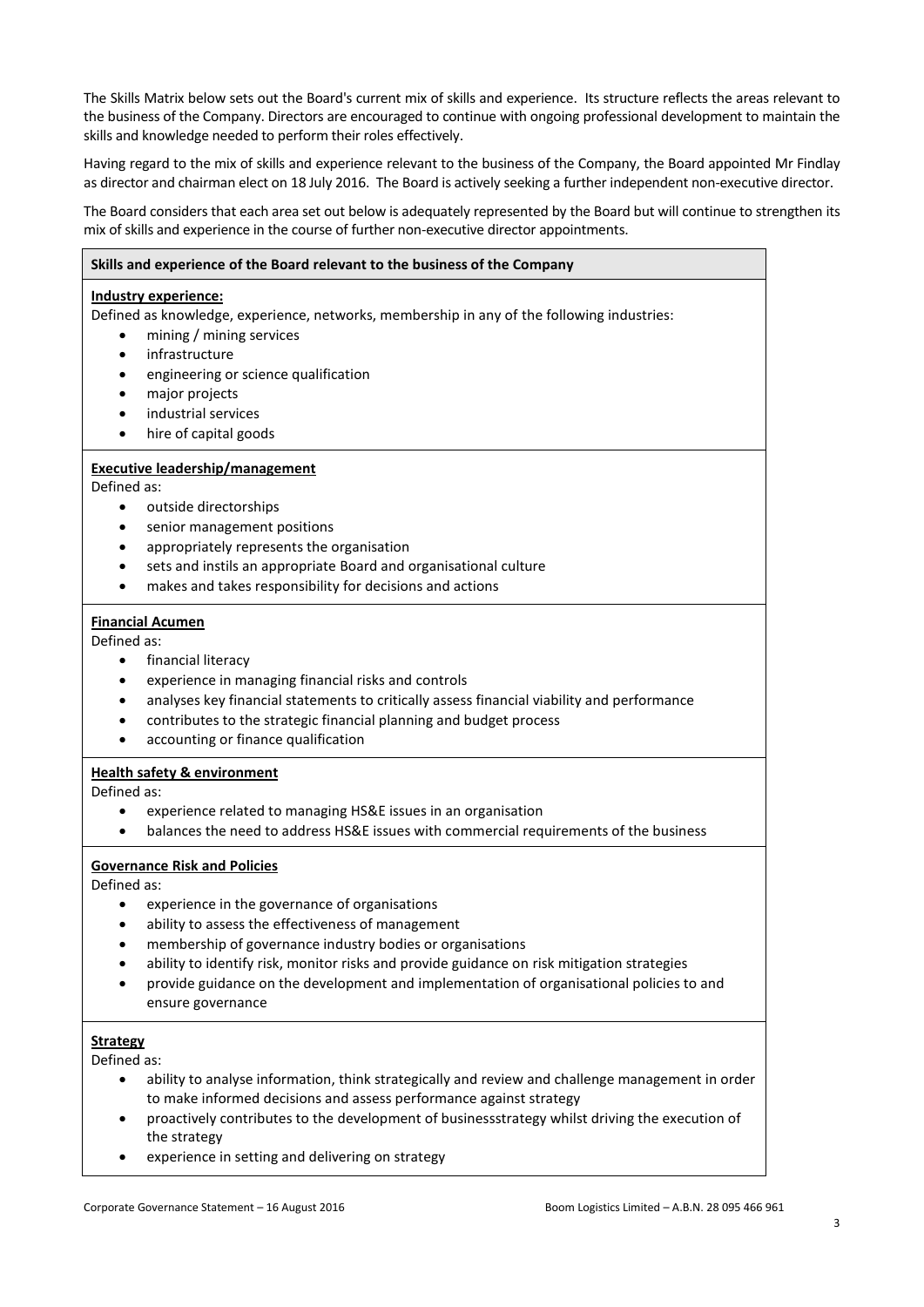The Skills Matrix below sets out the Board's current mix of skills and experience. Its structure reflects the areas relevant to the business of the Company. Directors are encouraged to continue with ongoing professional development to maintain the skills and knowledge needed to perform their roles effectively.

Having regard to the mix of skills and experience relevant to the business of the Company, the Board appointed Mr Findlay as director and chairman elect on 18 July 2016. The Board is actively seeking a further independent non-executive director.

The Board considers that each area set out below is adequately represented by the Board but will continue to strengthen its mix of skills and experience in the course of further non-executive director appointments.

**Skills and experience of the Board relevant to the business of the Company**

**Industry experience:**

Defined as knowledge, experience, networks, membership in any of the following industries:

- mining / mining services
- infrastructure
- engineering or science qualification
- major projects
- industrial services
- hire of capital goods

**Executive leadership/management**

Defined as:

- outside directorships
- senior management positions
- appropriately represents the organisation
- sets and instils an appropriate Board and organisational culture
- makes and takes responsibility for decisions and actions

**Financial Acumen**

Defined as:

- financial literacy
- experience in managing financial risks and controls
- analyses key financial statements to critically assess financial viability and performance
- contributes to the strategic financial planning and budget process
- accounting or finance qualification

**Health safety & environment**

Defined as:

- experience related to managing HS&E issues in an organisation
- balances the need to address HS&E issues with commercial requirements of the business

**Governance Risk and Policies**

Defined as:

- experience in the governance of organisations
- ability to assess the effectiveness of management
- membership of governance industry bodies or organisations
- ability to identify risk, monitor risks and provide guidance on risk mitigation strategies
- provide guidance on the development and implementation of organisational policies to and ensure governance

**Strategy**

Defined as:

- ability to analyse information, think strategically and review and challenge management in order to make informed decisions and assess performance against strategy
- proactively contributes to the development of businessstrategy whilst driving the execution of the strategy
- experience in setting and delivering on strategy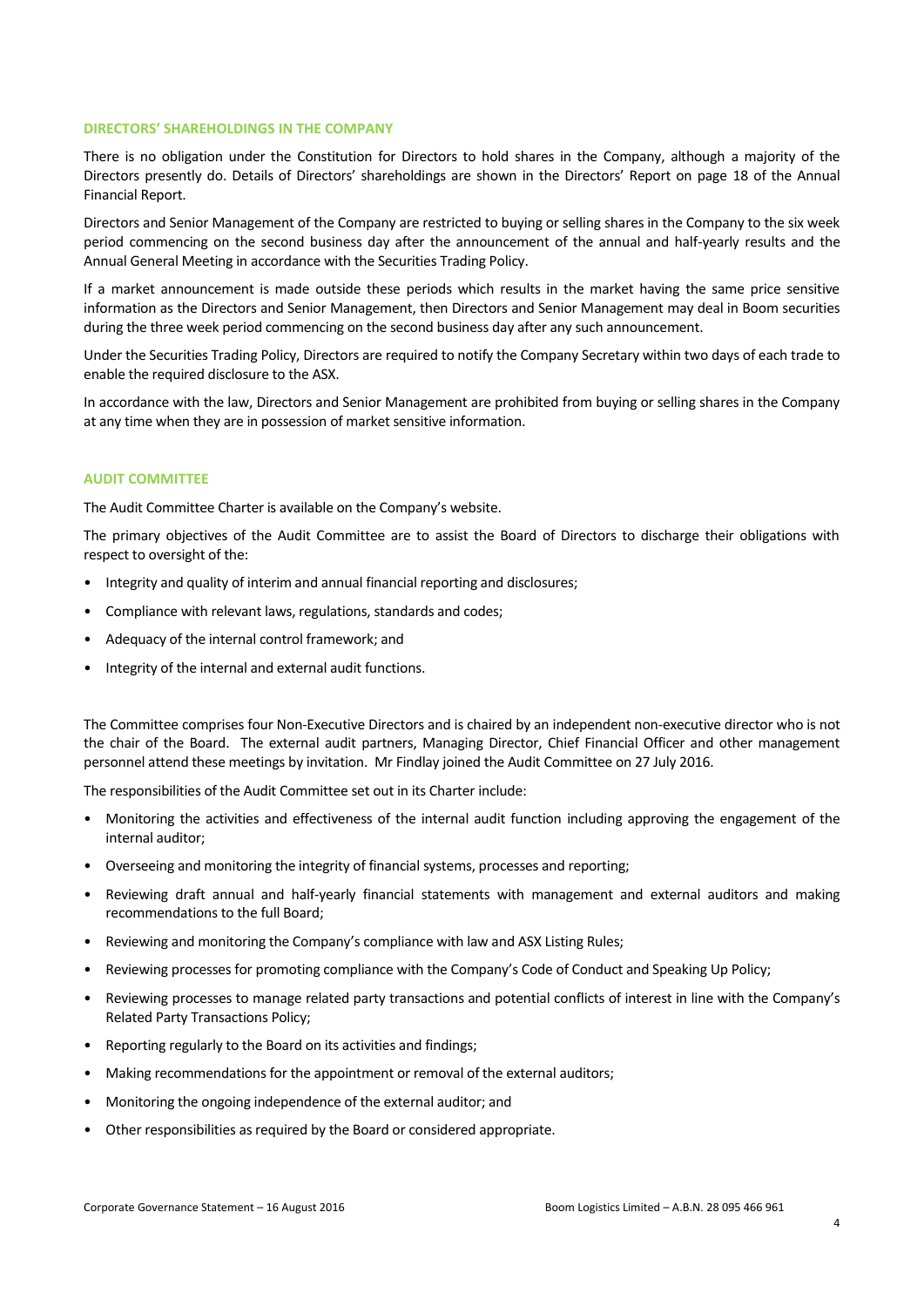## DIRECTORS' SHAREHOLDINGS IN THE COMPANY

There is no obligation under the Constitution for Directors to hold shares in the Company, although a majority of the Directors presently do. Details of Directors' shareholdings are shown in the Directors' Report on page 18 of the Annual Financial Report.

Directors and Senior Management of the Company are restricted to buying or selling shares in the Company to the six week period commencing on the second business day after the announcement of the annual and half-yearly results and the Annual General Meeting in accordance with the Securities Trading Policy.

If a market announcement is made outside these periods which results in the market having the same price sensitive information as the Directors and Senior Management, then Directors and Senior Management may deal in Boom securities during the three week period commencing on the second business day after any such announcement.

Under the Securities Trading Policy, Directors are required to notify the Company Secretary within two days of each trade to enable the required disclosure to the ASX.

In accordance with the law, Directors and Senior Management are prohibited from buying or selling shares in the Company at any time when they are in possession of market sensitive information.

## AUDIT COMMITTEE

The Audit Committee Charter is available on the Company's website.

The primary objectives of the Audit Committee are to assist the Board of Directors to discharge their obligations with respect to oversight of the:

- Integrity and quality of interim and annual financial reporting and disclosures;
- Compliance with relevant laws, regulations, standards and codes;
- Adequacy of the internal control framework; and
- Integrity of the internal and external audit functions.

The Committee comprises four Non-Executive Directors and is chaired by an independent non-executive director who is not the chair of the Board. The external audit partners, Managing Director, Chief Financial Officer and other management personnel attend these meetings by invitation. Mr Findlay joined the Audit Committee on 27 July 2016.

The responsibilities of the Audit Committee set out in its Charter include:

- Monitoring the activities and effectiveness of the internal audit function including approving the engagement of the internal auditor;
- Overseeing and monitoring the integrity of financial systems, processes and reporting;
- Reviewing draft annual and half-yearly financial statements with management and external auditors and making recommendations to the full Board;
- Reviewing and monitoring the Company's compliance with law and ASX Listing Rules;
- Reviewing processes for promoting compliance with the Company's Code of Conduct and Speaking Up Policy;
- Reviewing processes to manage related party transactions and potential conflicts of interest in line with the Company's Related Party Transactions Policy;
- Reporting regularly to the Board on its activities and findings;
- Making recommendations for the appointment or removal of the external auditors;
- Monitoring the ongoing independence of the external auditor; and
- Other responsibilities as required by the Board or considered appropriate.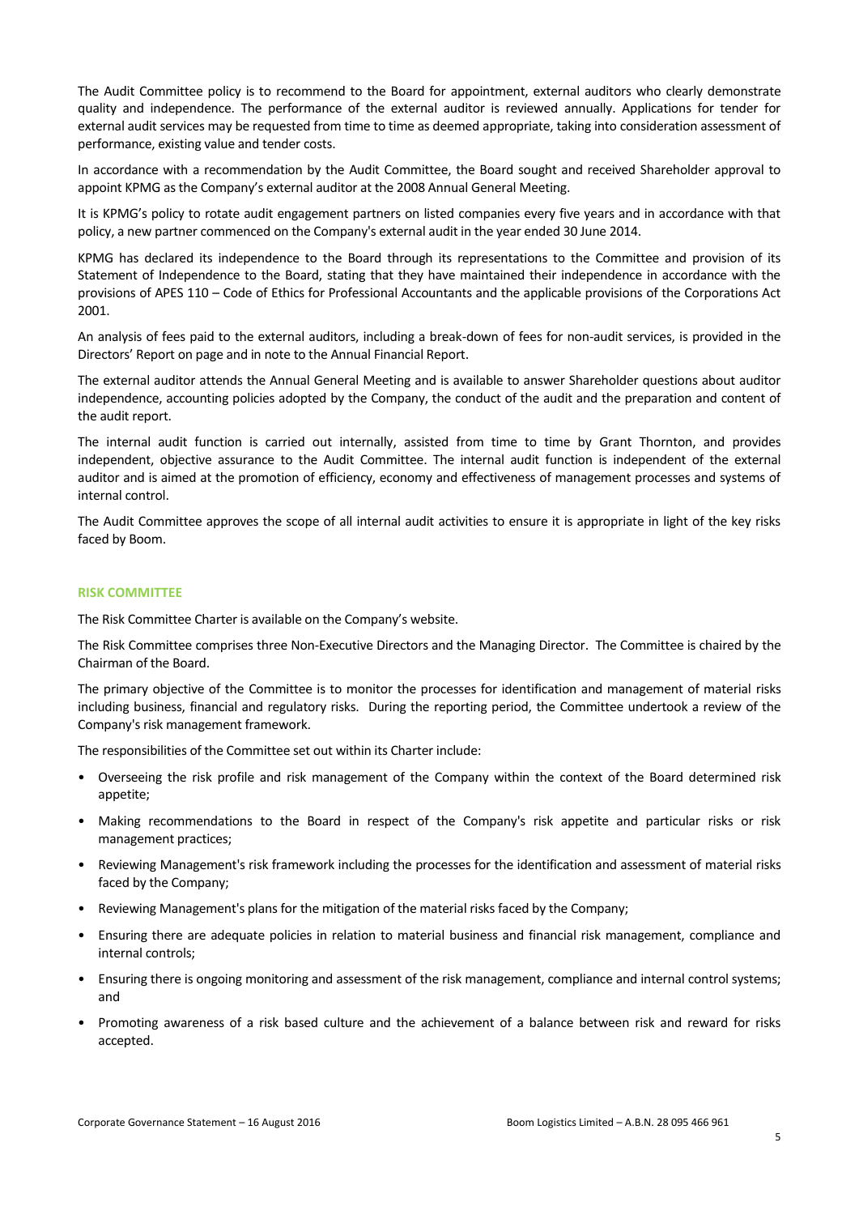The Audit Committee policy is to recommend to the Board for appointment, external auditors who clearly demonstrate quality and independence. The performance of the external auditor is reviewed annually. Applications for tender for external audit services may be requested from time to time as deemed appropriate, taking into consideration assessment of performance, existing value and tender costs.

In accordance with a recommendation by the Audit Committee, the Board sought and received Shareholder approval to appoint KPMG as the Company's external auditor at the 2008 Annual General Meeting.

It is KPMG's policy to rotate audit engagement partners on listed companies every five years and in accordance with that policy, a new partner commenced on the Company's external audit in the year ended 30 June 2014.

KPMG has declared its independence to the Board through its representations to the Committee and provision of its Statement of Independence to the Board, stating that they have maintained their independence in accordance with the provisions of APES 110 – Code of Ethics for Professional Accountants and the applicable provisions of the Corporations Act 2001.

An analysis of fees paid to the external auditors, including a break-down of fees for non-audit services, is provided in the Directors' Report on page and in note to the Annual Financial Report.

The external auditor attends the Annual General Meeting and is available to answer Shareholder questions about auditor independence, accounting policies adopted by the Company, the conduct of the audit and the preparation and content of the audit report.

The internal audit function is carried out internally, assisted from time to time by Grant Thornton, and provides independent, objective assurance to the Audit Committee. The internal audit function is independent of the external auditor and is aimed at the promotion of efficiency, economy and effectiveness of management processes and systems of internal control.

The Audit Committee approves the scope of all internal audit activities to ensure it is appropriate in light of the key risks faced by Boom.

## RISK COMMITTEE

The Risk Committee Charter is available on the Company's website.

The Risk Committee comprises three Non-Executive Directors and the Managing Director. The Committee is chaired by the Chairman of the Board.

The primary objective of the Committee is to monitor the processes for identification and management of material risks including business, financial and regulatory risks. During the reporting period, the Committee undertook a review of the Company's risk management framework.

The responsibilities of the Committee set out within its Charter include:

- Overseeing the risk profile and risk management of the Company within the context of the Board determined risk appetite;
- Making recommendations to the Board in respect of the Company's risk appetite and particular risks or risk management practices;
- Reviewing Management's risk framework including the processes for the identification and assessment of material risks faced by the Company;
- Reviewing Management's plans for the mitigation of the material risks faced by the Company;
- Ensuring there are adequate policies in relation to material business and financial risk management, compliance and internal controls;
- Ensuring there is ongoing monitoring and assessment of the risk management, compliance and internal control systems; and
- Promoting awareness of a risk based culture and the achievement of a balance between risk and reward for risks accepted.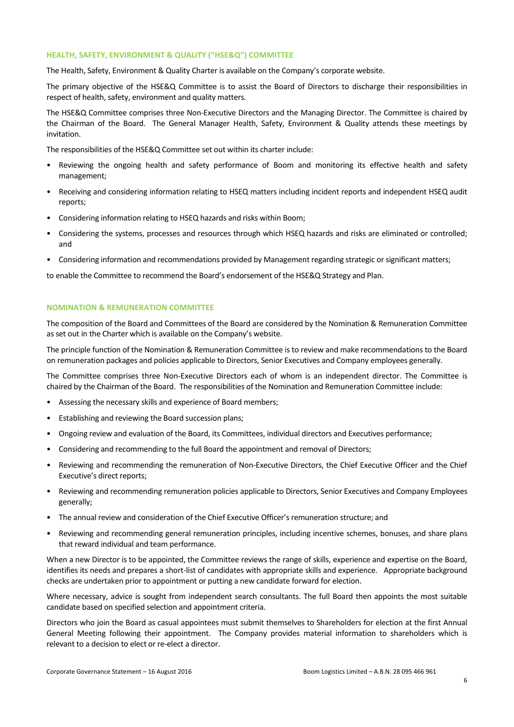## HEALTH, SAFETY, ENVIRONMENT & QUALITY ("HSE&Q") COMMITTEE

The Health, Safety, Environment & Quality Charter is available on the Company's corporate website.

The primary objective of the HSE&Q Committee is to assist the Board of Directors to discharge their responsibilities in respect of health, safety, environment and quality matters.

The HSE&Q Committee comprises three Non-Executive Directors and the Managing Director. The Committee is chaired by the Chairman of the Board. The General Manager Health, Safety, Environment & Quality attends these meetings by invitation.

The responsibilities of the HSE&Q Committee set out within its charter include:

- Reviewing the ongoing health and safety performance of Boom and monitoring its effective health and safety management;
- Receiving and considering information relating to HSEQ matters including incident reports and independent HSEQ audit reports;
- Considering information relating to HSEQ hazards and risks within Boom;
- Considering the systems, processes and resources through which HSEQ hazards and risks are eliminated or controlled; and
- Considering information and recommendations provided by Management regarding strategic or significant matters;

to enable the Committee to recommend the Board's endorsement of the HSE&Q Strategy and Plan.

## NOMINATION & REMUNERATION COMMITTEE

The composition of the Board and Committees of the Board are considered by the Nomination & Remuneration Committee as set out in the Charter which is available on the Company's website.

The principle function of the Nomination & Remuneration Committee is to review and make recommendations to the Board on remuneration packages and policies applicable to Directors, Senior Executives and Company employees generally.

The Committee comprises three Non-Executive Directors each of whom is an independent director. The Committee is chaired by the Chairman of the Board. The responsibilities of the Nomination and Remuneration Committee include:

- Assessing the necessary skills and experience of Board members;
- Establishing and reviewing the Board succession plans;
- Ongoing review and evaluation of the Board, its Committees, individual directors and Executives performance;
- Considering and recommending to the full Board the appointment and removal of Directors;
- Reviewing and recommending the remuneration of Non-Executive Directors, the Chief Executive Officer and the Chief Executive's direct reports;
- Reviewing and recommending remuneration policies applicable to Directors, Senior Executives and Company Employees generally;
- The annual review and consideration of the Chief Executive Officer's remuneration structure; and
- Reviewing and recommending general remuneration principles, including incentive schemes, bonuses, and share plans that reward individual and team performance.

When a new Director is to be appointed, the Committee reviews the range of skills, experience and expertise on the Board, identifies its needs and prepares a short-list of candidates with appropriate skills and experience. Appropriate background checks are undertaken prior to appointment or putting a new candidate forward for election.

Where necessary, advice is sought from independent search consultants. The full Board then appoints the most suitable candidate based on specified selection and appointment criteria.

Directors who join the Board as casual appointees must submit themselves to Shareholders for election at the first Annual General Meeting following their appointment. The Company provides material information to shareholders which is relevant to a decision to elect or re-elect a director.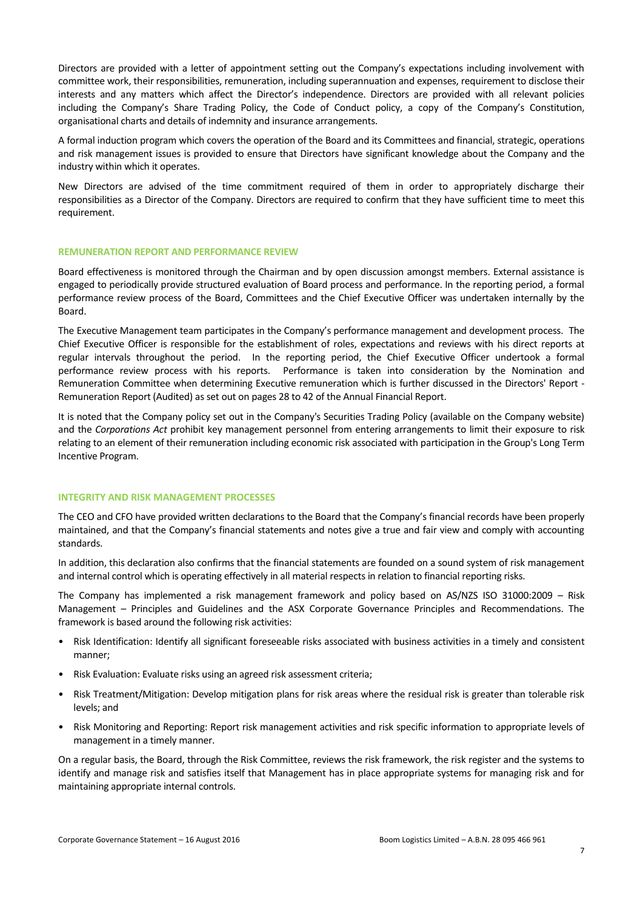Directors are provided with a letter of appointment setting out the Company's expectations including involvement with committee work, their responsibilities, remuneration, including superannuation and expenses, requirement to disclose their interests and any matters which affect the Director's independence. Directors are provided with all relevant policies including the Company's Share Trading Policy, the Code of Conduct policy, a copy of the Company's Constitution, organisational charts and details of indemnity and insurance arrangements.

A formal induction program which covers the operation of the Board and its Committees and financial, strategic, operations and risk management issues is provided to ensure that Directors have significant knowledge about the Company and the industry within which it operates.

New Directors are advised of the time commitment required of them in order to appropriately discharge their responsibilities as a Director of the Company. Directors are required to confirm that they have sufficient time to meet this requirement.

## REMUNERATION REPORT AND PERFORMANCE REVIEW

Board effectiveness is monitored through the Chairman and by open discussion amongst members. External assistance is engaged to periodically provide structured evaluation of Board process and performance. In the reporting period, a formal performance review process of the Board, Committees and the Chief Executive Officer was undertaken internally by the Board.

The Executive Management team participates in the Company's performance management and development process. The Chief Executive Officer is responsible for the establishment of roles, expectations and reviews with his direct reports at regular intervals throughout the period. In the reporting period, the Chief Executive Officer undertook a formal performance review process with his reports. Performance is taken into consideration by the Nomination and Remuneration Committee when determining Executive remuneration which is further discussed in the Directors' Report - Remuneration Report (Audited) as set out on pages 28 to 42 of the Annual Financial Report.

It is noted that the Company policy set out in the Company's Securities Trading Policy (available on the Company website) and the *Corporations Act* prohibit key management personnel from entering arrangements to limit their exposure to risk relating to an element of their remuneration including economic risk associated with participation in the Group's Long Term Incentive Program.

## INTEGRITY AND RISK MANAGEMENT PROCESSES

The CEO and CFO have provided written declarations to the Board that the Company's financial records have been properly maintained, and that the Company's financial statements and notes give a true and fair view and comply with accounting standards.

In addition, this declaration also confirms that the financial statements are founded on a sound system of risk management and internal control which is operating effectively in all material respects in relation to financial reporting risks.

The Company has implemented a risk management framework and policy based on AS/NZS ISO 31000:2009 – Risk Management – Principles and Guidelines and the ASX Corporate Governance Principles and Recommendations. The framework is based around the following risk activities:

- Risk Identification: Identify all significant foreseeable risks associated with business activities in a timely and consistent manner;
- Risk Evaluation: Evaluate risks using an agreed risk assessment criteria;
- Risk Treatment/Mitigation: Develop mitigation plans for risk areas where the residual risk is greater than tolerable risk levels; and
- Risk Monitoring and Reporting: Report risk management activities and risk specific information to appropriate levels of management in a timely manner.

On a regular basis, the Board, through the Risk Committee, reviews the risk framework, the risk register and the systems to identify and manage risk and satisfies itself that Management has in place appropriate systems for managing risk and for maintaining appropriate internal controls.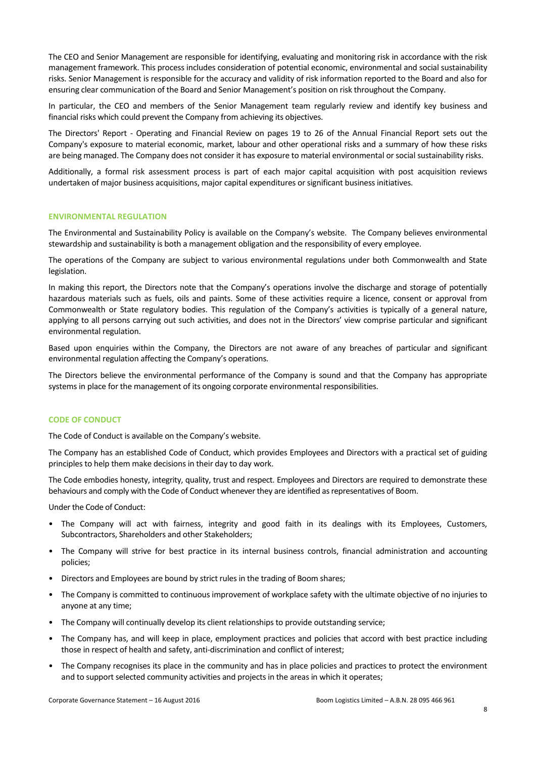The CEO and Senior Management are responsible for identifying, evaluating and monitoring risk in accordance with the risk management framework. This process includes consideration of potential economic, environmental and social sustainability risks. Senior Management is responsible for the accuracy and validity of risk information reported to the Board and also for ensuring clear communication of the Board and Senior Management's position on risk throughout the Company.

In particular, the CEO and members of the Senior Management team regularly review and identify key business and financial risks which could prevent the Company from achieving its objectives.

The Directors' Report - Operating and Financial Review on pages 19 to 26 of the Annual Financial Report sets out the Company's exposure to material economic, market, labour and other operational risks and a summary of how these risks are being managed. The Company does not consider it has exposure to material environmental or social sustainability risks.

Additionally, a formal risk assessment process is part of each major capital acquisition with post acquisition reviews undertaken of major business acquisitions, major capital expenditures or significant business initiatives.

## ENVIRONMENTAL REGULATION

The Environmental and Sustainability Policy is available on the Company's website. The Company believes environmental stewardship and sustainability is both a management obligation and the responsibility of every employee.

The operations of the Company are subject to various environmental regulations under both Commonwealth and State legislation.

In making this report, the Directors note that the Company's operations involve the discharge and storage of potentially hazardous materials such as fuels, oils and paints. Some of these activities require a licence, consent or approval from Commonwealth or State regulatory bodies. This regulation of the Company's activities is typically of a general nature, applying to all persons carrying out such activities, and does not in the Directors' view comprise particular and significant environmental regulation.

Based upon enquiries within the Company, the Directors are not aware of any breaches of particular and significant environmental regulation affecting the Company's operations.

The Directors believe the environmental performance of the Company is sound and that the Company has appropriate systems in place for the management of its ongoing corporate environmental responsibilities.

## CODE OF CONDUCT

The Code of Conduct is available on the Company's website.

The Company has an established Code of Conduct, which provides Employees and Directors with a practical set of guiding principles to help them make decisions in their day to day work.

The Code embodies honesty, integrity, quality, trust and respect. Employees and Directors are required to demonstrate these behaviours and comply with the Code of Conduct whenever they are identified as representatives of Boom.

Under the Code of Conduct:

- The Company will act with fairness, integrity and good faith in its dealings with its Employees, Customers, Subcontractors, Shareholders and other Stakeholders;
- The Company will strive for best practice in its internal business controls, financial administration and accounting policies;
- Directors and Employees are bound by strict rules in the trading of Boom shares;
- The Company is committed to continuous improvement of workplace safety with the ultimate objective of no injuries to anyone at any time;
- The Company will continually develop its client relationships to provide outstanding service;
- The Company has, and will keep in place, employment practices and policies that accord with best practice including those in respect of health and safety, anti-discrimination and conflict of interest;
- The Company recognises its place in the community and has in place policies and practices to protect the environment and to support selected community activities and projects in the areas in which it operates;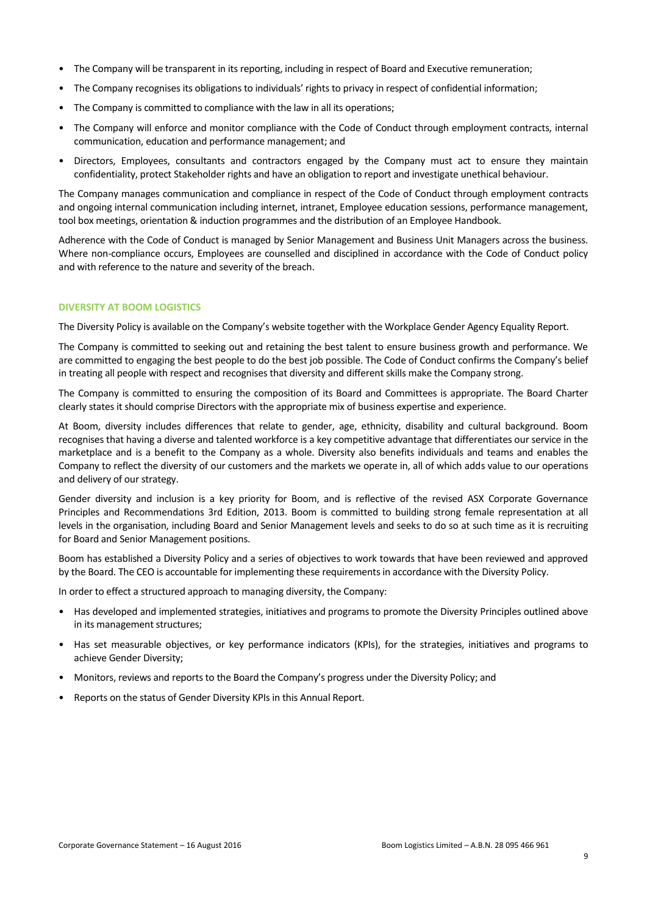- The Company will be transparent in its reporting, including in respect of Board and Executive remuneration;
- The Company recognises its obligations to individuals' rights to privacy in respect of confidential information;
- The Company is committed to compliance with the law in all its operations;
- The Company will enforce and monitor compliance with the Code of Conduct through employment contracts, internal communication, education and performance management; and
- Directors, Employees, consultants and contractors engaged by the Company must act to ensure they maintain confidentiality, protect Stakeholder rights and have an obligation to report and investigate unethical behaviour.

The Company manages communication and compliance in respect of the Code of Conduct through employment contracts and ongoing internal communication including internet, intranet, Employee education sessions, performance management, tool box meetings, orientation & induction programmes and the distribution of an Employee Handbook.

Adherence with the Code of Conduct is managed by Senior Management and Business Unit Managers across the business. Where non-compliance occurs, Employees are counselled and disciplined in accordance with the Code of Conduct policy and with reference to the nature and severity of the breach.

## DIVERSITY AT BOOM LOGISTICS

The Diversity Policy is available on the Company's website together with the Workplace Gender Agency Equality Report.

The Company is committed to seeking out and retaining the best talent to ensure business growth and performance. We are committed to engaging the best people to do the best job possible. The Code of Conduct confirms the Company's belief in treating all people with respect and recognises that diversity and different skills make the Company strong.

The Company is committed to ensuring the composition of its Board and Committees is appropriate. The Board Charter clearly states it should comprise Directors with the appropriate mix of business expertise and experience.

At Boom, diversity includes differences that relate to gender, age, ethnicity, disability and cultural background. Boom recognises that having a diverse and talented workforce is a key competitive advantage that differentiates our service in the marketplace and is a benefit to the Company as a whole. Diversity also benefits individuals and teams and enables the Company to reflect the diversity of our customers and the markets we operate in, all of which adds value to our operations and delivery of our strategy.

Gender diversity and inclusion is a key priority for Boom, and is reflective of the revised ASX Corporate Governance Principles and Recommendations 3rd Edition, 2013. Boom is committed to building strong female representation at all levels in the organisation, including Board and Senior Management levels and seeks to do so at such time as it is recruiting for Board and Senior Management positions.

Boom has established a Diversity Policy and a series of objectives to work towards that have been reviewed and approved by the Board. The CEO is accountable for implementing these requirements in accordance with the Diversity Policy.

In order to effect a structured approach to managing diversity, the Company:

- Has developed and implemented strategies, initiatives and programs to promote the Diversity Principles outlined above in its management structures;
- Has set measurable objectives, or key performance indicators (KPIs), for the strategies, initiatives and programs to achieve Gender Diversity;
- Monitors, reviews and reports to the Board the Company's progress under the Diversity Policy; and
- Reports on the status of Gender Diversity KPIs in this Annual Report.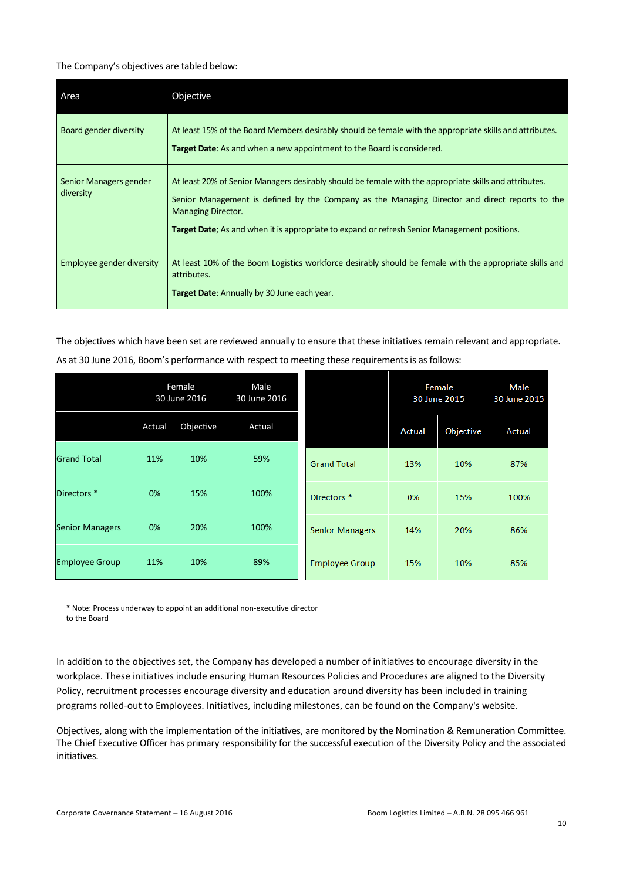The Company's objectives are tabled below:

| Area | Objective |
| --- | --- |
| Board gender diversity | At least 15% of the Board Members desirably should be female with the appropriate skills and attributes.<br>**Target Date**: As and when a new appointment to the Board is considered. |
| Senior Managers gender diversity | At least 20% of Senior Managers desirably should be female with the appropriate skills and attributes.<br>Senior Management is defined by the Company as the Managing Director and direct reports to the Managing Director.<br>**Target Date**; As and when it is appropriate to expand or refresh Senior Management positions. |
| Employee gender diversity | At least 10% of the Boom Logistics workforce desirably should be female with the appropriate skills and attributes.<br>**Target Date**: Annually by 30 June each year. |

The objectives which have been set are reviewed annually to ensure that these initiatives remain relevant and appropriate.

As at 30 June 2016, Boom's performance with respect to meeting these requirements is as follows:

| | Female 30 June 2016 | | Male 30 June 2016 |
| --- | --- | --- | --- |
| | Actual | Objective | Actual |
| Grand Total | 11% | 10% | 59% |
| Directors * | 0% | 15% | 100% |
| Senior Managers | 0% | 20% | 100% |
| Employee Group | 11% | 10% | 89% |

| | Female 30 June 2015 | | Male 30 June 2015 |
| --- | --- | --- | --- |
| | Actual | Objective | Actual |
| Grand Total | 13% | 10% | 87% |
| Directors * | 0% | 15% | 100% |
| Senior Managers | 14% | 20% | 86% |
| Employee Group | 15% | 10% | 85% |

* Note: Process underway to appoint an additional non-executive director to the Board

In addition to the objectives set, the Company has developed a number of initiatives to encourage diversity in the workplace. These initiatives include ensuring Human Resources Policies and Procedures are aligned to the Diversity Policy, recruitment processes encourage diversity and education around diversity has been included in training programs rolled-out to Employees. Initiatives, including milestones, can be found on the Company's website.

Objectives, along with the implementation of the initiatives, are monitored by the Nomination & Remuneration Committee. The Chief Executive Officer has primary responsibility for the successful execution of the Diversity Policy and the associated initiatives.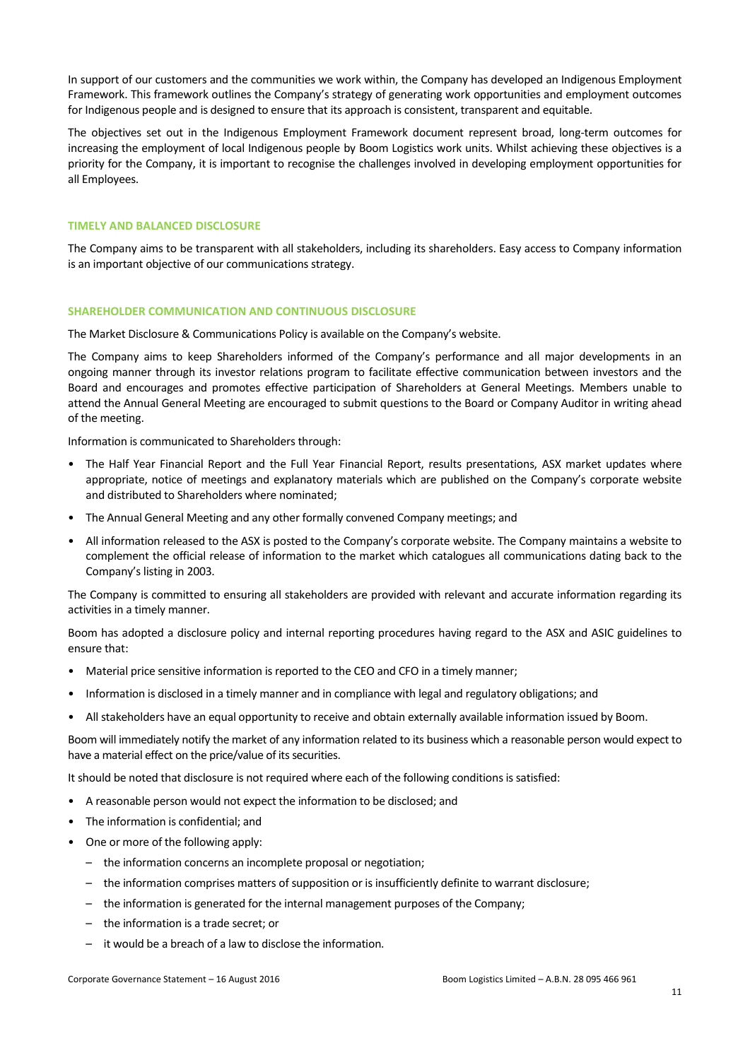In support of our customers and the communities we work within, the Company has developed an Indigenous Employment Framework. This framework outlines the Company's strategy of generating work opportunities and employment outcomes for Indigenous people and is designed to ensure that its approach is consistent, transparent and equitable.

The objectives set out in the Indigenous Employment Framework document represent broad, long-term outcomes for increasing the employment of local Indigenous people by Boom Logistics work units. Whilst achieving these objectives is a priority for the Company, it is important to recognise the challenges involved in developing employment opportunities for all Employees.

## TIMELY AND BALANCED DISCLOSURE

The Company aims to be transparent with all stakeholders, including its shareholders. Easy access to Company information is an important objective of our communications strategy.

## SHAREHOLDER COMMUNICATION AND CONTINUOUS DISCLOSURE

The Market Disclosure & Communications Policy is available on the Company's website.

The Company aims to keep Shareholders informed of the Company's performance and all major developments in an ongoing manner through its investor relations program to facilitate effective communication between investors and the Board and encourages and promotes effective participation of Shareholders at General Meetings. Members unable to attend the Annual General Meeting are encouraged to submit questions to the Board or Company Auditor in writing ahead of the meeting.

Information is communicated to Shareholders through:

- The Half Year Financial Report and the Full Year Financial Report, results presentations, ASX market updates where appropriate, notice of meetings and explanatory materials which are published on the Company's corporate website and distributed to Shareholders where nominated;
- The Annual General Meeting and any other formally convened Company meetings; and
- All information released to the ASX is posted to the Company's corporate website. The Company maintains a website to complement the official release of information to the market which catalogues all communications dating back to the Company's listing in 2003.

The Company is committed to ensuring all stakeholders are provided with relevant and accurate information regarding its activities in a timely manner.

Boom has adopted a disclosure policy and internal reporting procedures having regard to the ASX and ASIC guidelines to ensure that:

- Material price sensitive information is reported to the CEO and CFO in a timely manner;
- Information is disclosed in a timely manner and in compliance with legal and regulatory obligations; and
- All stakeholders have an equal opportunity to receive and obtain externally available information issued by Boom.

Boom will immediately notify the market of any information related to its business which a reasonable person would expect to have a material effect on the price/value of its securities.

It should be noted that disclosure is not required where each of the following conditions is satisfied:

- A reasonable person would not expect the information to be disclosed; and
- The information is confidential; and
- One or more of the following apply:
  - the information concerns an incomplete proposal or negotiation;
  - the information comprises matters of supposition or is insufficiently definite to warrant disclosure;
  - the information is generated for the internal management purposes of the Company;
  - the information is a trade secret; or
  - it would be a breach of a law to disclose the information.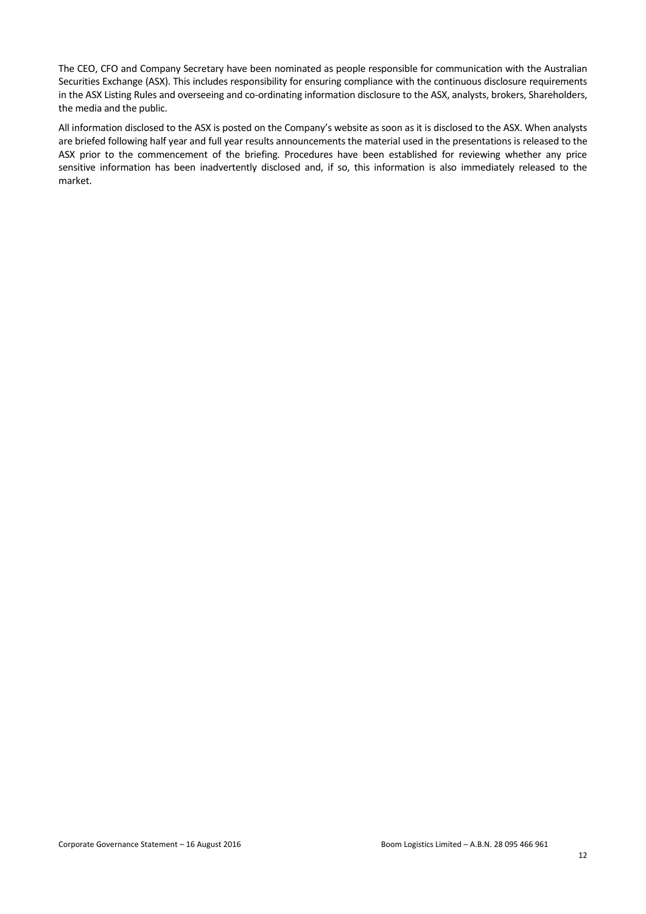The CEO, CFO and Company Secretary have been nominated as people responsible for communication with the Australian Securities Exchange (ASX). This includes responsibility for ensuring compliance with the continuous disclosure requirements in the ASX Listing Rules and overseeing and co-ordinating information disclosure to the ASX, analysts, brokers, Shareholders, the media and the public.

All information disclosed to the ASX is posted on the Company's website as soon as it is disclosed to the ASX. When analysts are briefed following half year and full year results announcements the material used in the presentations is released to the ASX prior to the commencement of the briefing. Procedures have been established for reviewing whether any price sensitive information has been inadvertently disclosed and, if so, this information is also immediately released to the market.